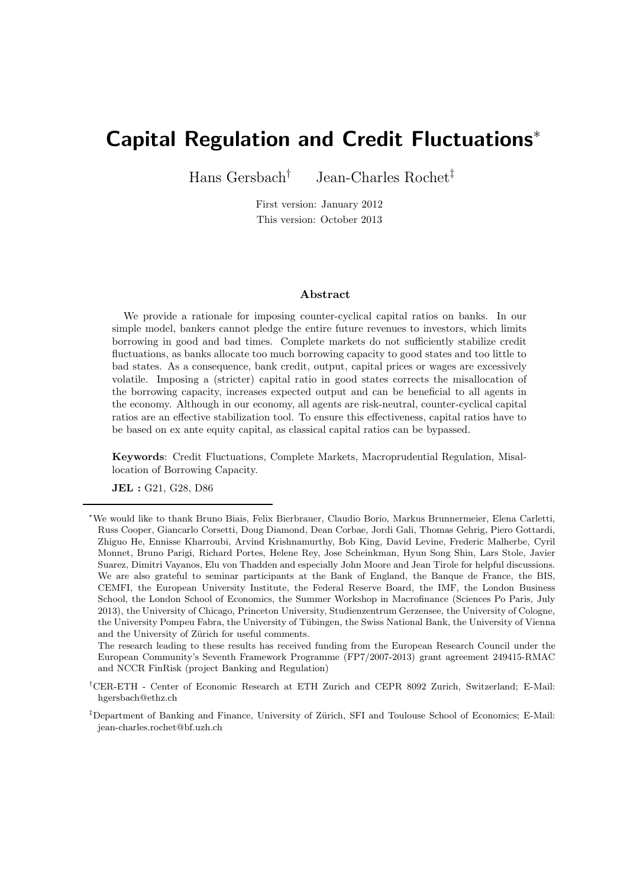# Capital Regulation and Credit Fluctuations[*]

Hans Gersbach[†] Jean-Charles Rochet[‡]

First version: January 2012
This version: October 2013

## Abstract

We provide a rationale for imposing counter-cyclical capital ratios on banks. In our simple model, bankers cannot pledge the entire future revenues to investors, which limits borrowing in good and bad times. Complete markets do not sufficiently stabilize credit fluctuations, as banks allocate too much borrowing capacity to good states and too little to bad states. As a consequence, bank credit, output, capital prices or wages are excessively volatile. Imposing a (stricter) capital ratio in good states corrects the misallocation of the borrowing capacity, increases expected output and can be beneficial to all agents in the economy. Although in our economy, all agents are risk-neutral, counter-cyclical capital ratios are an effective stabilization tool. To ensure this effectiveness, capital ratios have to be based on ex ante equity capital, as classical capital ratios can be bypassed.

**Keywords**: Credit Fluctuations, Complete Markets, Macroprudential Regulation, Misallocation of Borrowing Capacity.

**JEL :** G21, G28, D86

---

[*] We would like to thank Bruno Biais, Felix Bierbrauer, Claudio Borio, Markus Brunnermeier, Elena Carletti, Russ Cooper, Giancarlo Corsetti, Doug Diamond, Dean Corbae, Jordi Gali, Thomas Gehrig, Piero Gottardi, Zhiguo He, Ennisse Kharroubi, Arvind Krishnamurthy, Bob King, David Levine, Frederic Malherbe, Cyril Monnet, Bruno Parigi, Richard Portes, Helene Rey, Jose Scheinkman, Hyun Song Shin, Lars Stole, Javier Suarez, Dimitri Vayanos, Elu von Thadden and especially John Moore and Jean Tirole for helpful discussions. We are also grateful to seminar participants at the Bank of England, the Banque de France, the BIS, CEMFI, the European University Institute, the Federal Reserve Board, the IMF, the London Business School, the London School of Economics, the Summer Workshop in Macrofinance (Sciences Po Paris, July 2013), the University of Chicago, Princeton University, Studienzentrum Gerzensee, the University of Cologne, the University Pompeu Fabra, the University of Tübingen, the Swiss National Bank, the University of Vienna and the University of Zürich for useful comments.
The research leading to these results has received funding from the European Research Council under the European Community's Seventh Framework Programme (FP7/2007-2013) grant agreement 249415-RMAC and NCCR FinRisk (project Banking and Regulation)

[†] CER-ETH - Center of Economic Research at ETH Zurich and CEPR 8092 Zurich, Switzerland; E-Mail: hgersbach@ethz.ch

[‡] Department of Banking and Finance, University of Zürich, SFI and Toulouse School of Economics; E-Mail: jean-charles.rochet@bf.uzh.ch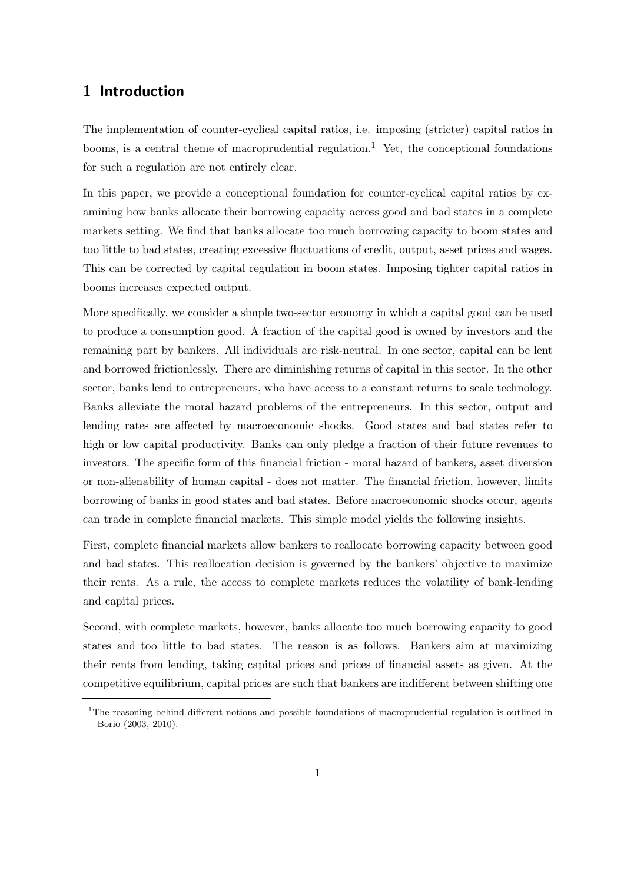# 1 Introduction

The implementation of counter-cyclical capital ratios, i.e. imposing (stricter) capital ratios in booms, is a central theme of macroprudential regulation.[1] Yet, the conceptional foundations for such a regulation are not entirely clear.

In this paper, we provide a conceptional foundation for counter-cyclical capital ratios by examining how banks allocate their borrowing capacity across good and bad states in a complete markets setting. We find that banks allocate too much borrowing capacity to boom states and too little to bad states, creating excessive fluctuations of credit, output, asset prices and wages. This can be corrected by capital regulation in boom states. Imposing tighter capital ratios in booms increases expected output.

More specifically, we consider a simple two-sector economy in which a capital good can be used to produce a consumption good. A fraction of the capital good is owned by investors and the remaining part by bankers. All individuals are risk-neutral. In one sector, capital can be lent and borrowed frictionlessly. There are diminishing returns of capital in this sector. In the other sector, banks lend to entrepreneurs, who have access to a constant returns to scale technology. Banks alleviate the moral hazard problems of the entrepreneurs. In this sector, output and lending rates are affected by macroeconomic shocks. Good states and bad states refer to high or low capital productivity. Banks can only pledge a fraction of their future revenues to investors. The specific form of this financial friction - moral hazard of bankers, asset diversion or non-alienability of human capital - does not matter. The financial friction, however, limits borrowing of banks in good states and bad states. Before macroeconomic shocks occur, agents can trade in complete financial markets. This simple model yields the following insights.

First, complete financial markets allow bankers to reallocate borrowing capacity between good and bad states. This reallocation decision is governed by the bankers' objective to maximize their rents. As a rule, the access to complete markets reduces the volatility of bank-lending and capital prices.

Second, with complete markets, however, banks allocate too much borrowing capacity to good states and too little to bad states. The reason is as follows. Bankers aim at maximizing their rents from lending, taking capital prices and prices of financial assets as given. At the competitive equilibrium, capital prices are such that bankers are indifferent between shifting one

[1] The reasoning behind different notions and possible foundations of macroprudential regulation is outlined in Borio (2003, 2010).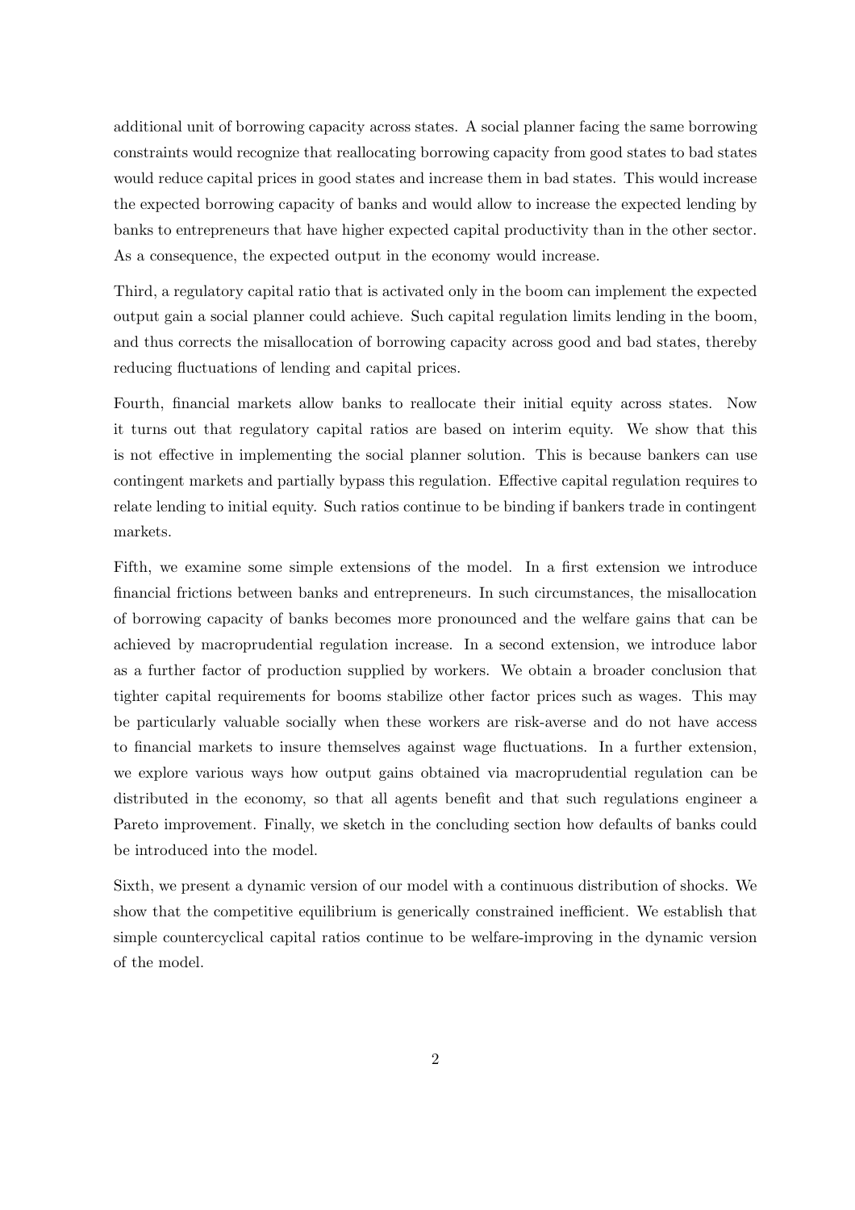additional unit of borrowing capacity across states. A social planner facing the same borrowing constraints would recognize that reallocating borrowing capacity from good states to bad states would reduce capital prices in good states and increase them in bad states. This would increase the expected borrowing capacity of banks and would allow to increase the expected lending by banks to entrepreneurs that have higher expected capital productivity than in the other sector. As a consequence, the expected output in the economy would increase.

Third, a regulatory capital ratio that is activated only in the boom can implement the expected output gain a social planner could achieve. Such capital regulation limits lending in the boom, and thus corrects the misallocation of borrowing capacity across good and bad states, thereby reducing fluctuations of lending and capital prices.

Fourth, financial markets allow banks to reallocate their initial equity across states. Now it turns out that regulatory capital ratios are based on interim equity. We show that this is not effective in implementing the social planner solution. This is because bankers can use contingent markets and partially bypass this regulation. Effective capital regulation requires to relate lending to initial equity. Such ratios continue to be binding if bankers trade in contingent markets.

Fifth, we examine some simple extensions of the model. In a first extension we introduce financial frictions between banks and entrepreneurs. In such circumstances, the misallocation of borrowing capacity of banks becomes more pronounced and the welfare gains that can be achieved by macroprudential regulation increase. In a second extension, we introduce labor as a further factor of production supplied by workers. We obtain a broader conclusion that tighter capital requirements for booms stabilize other factor prices such as wages. This may be particularly valuable socially when these workers are risk-averse and do not have access to financial markets to insure themselves against wage fluctuations. In a further extension, we explore various ways how output gains obtained via macroprudential regulation can be distributed in the economy, so that all agents benefit and that such regulations engineer a Pareto improvement. Finally, we sketch in the concluding section how defaults of banks could be introduced into the model.

Sixth, we present a dynamic version of our model with a continuous distribution of shocks. We show that the competitive equilibrium is generically constrained inefficient. We establish that simple countercyclical capital ratios continue to be welfare-improving in the dynamic version of the model.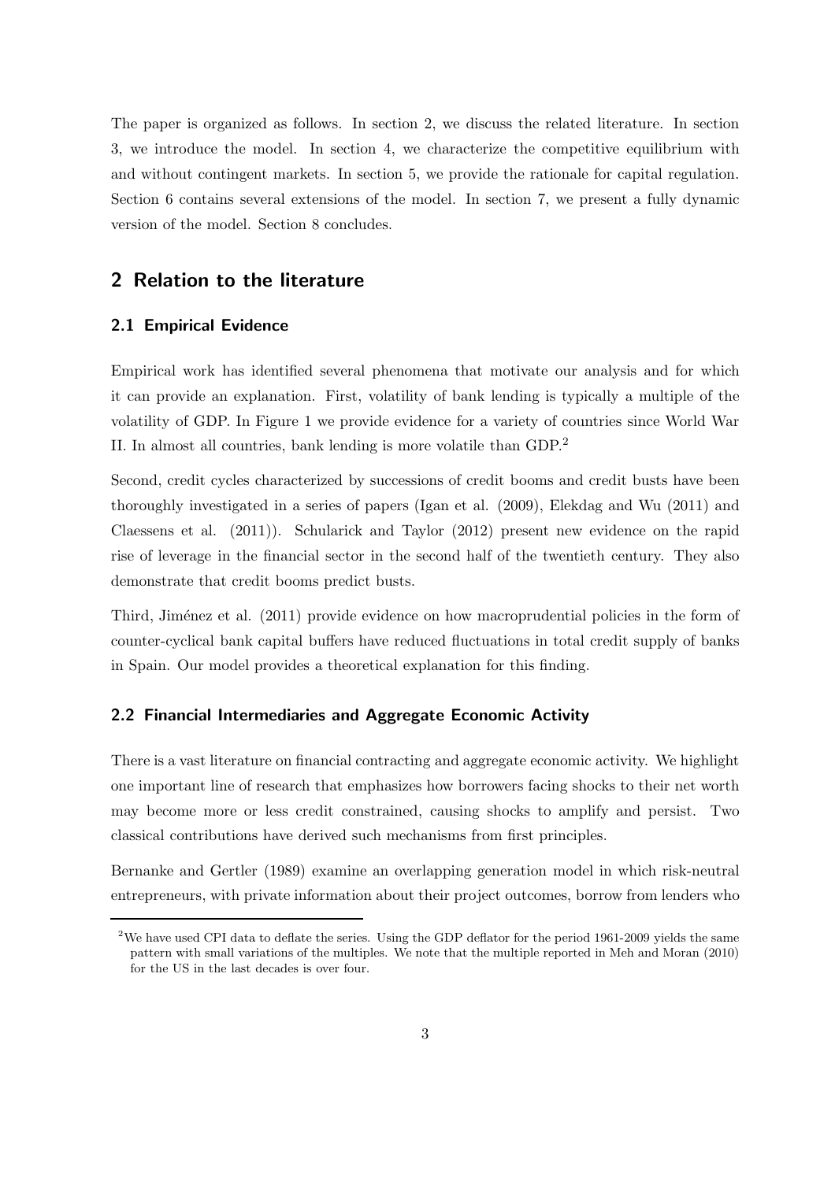The paper is organized as follows. In section 2, we discuss the related literature. In section 3, we introduce the model. In section 4, we characterize the competitive equilibrium with and without contingent markets. In section 5, we provide the rationale for capital regulation. Section 6 contains several extensions of the model. In section 7, we present a fully dynamic version of the model. Section 8 concludes.

## 2 Relation to the literature

### 2.1 Empirical Evidence

Empirical work has identified several phenomena that motivate our analysis and for which it can provide an explanation. First, volatility of bank lending is typically a multiple of the volatility of GDP. In Figure 1 we provide evidence for a variety of countries since World War II. In almost all countries, bank lending is more volatile than GDP.[2]

Second, credit cycles characterized by successions of credit booms and credit busts have been thoroughly investigated in a series of papers (Igan et al. (2009), Elekdag and Wu (2011) and Claessens et al. (2011)). Schularick and Taylor (2012) present new evidence on the rapid rise of leverage in the financial sector in the second half of the twentieth century. They also demonstrate that credit booms predict busts.

Third, Jiménez et al. (2011) provide evidence on how macroprudential policies in the form of counter-cyclical bank capital buffers have reduced fluctuations in total credit supply of banks in Spain. Our model provides a theoretical explanation for this finding.

### 2.2 Financial Intermediaries and Aggregate Economic Activity

There is a vast literature on financial contracting and aggregate economic activity. We highlight one important line of research that emphasizes how borrowers facing shocks to their net worth may become more or less credit constrained, causing shocks to amplify and persist. Two classical contributions have derived such mechanisms from first principles.

Bernanke and Gertler (1989) examine an overlapping generation model in which risk-neutral entrepreneurs, with private information about their project outcomes, borrow from lenders who

[2] We have used CPI data to deflate the series. Using the GDP deflator for the period 1961-2009 yields the same pattern with small variations of the multiples. We note that the multiple reported in Meh and Moran (2010) for the US in the last decades is over four.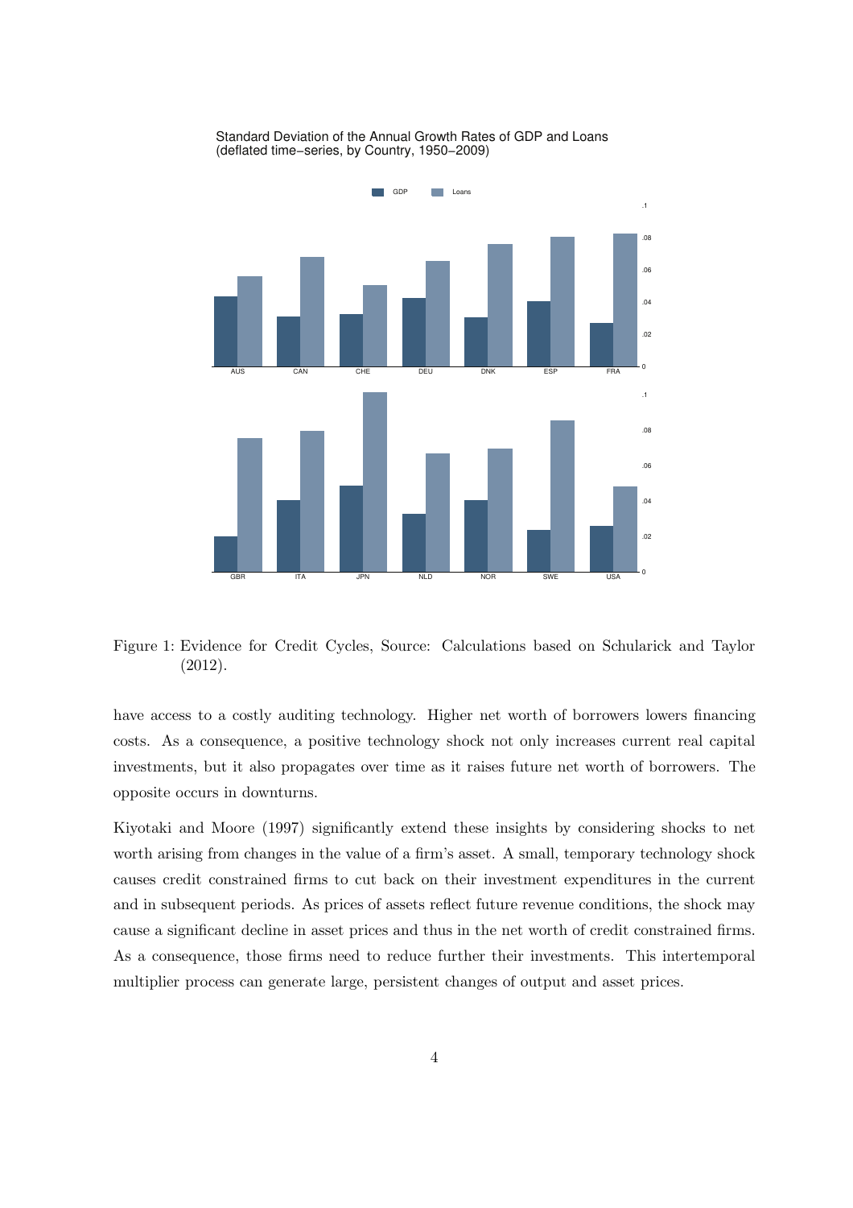Figure 1: Evidence for Credit Cycles, Source: Calculations based on Schularick and Taylor (2012).

have access to a costly auditing technology. Higher net worth of borrowers lowers financing costs. As a consequence, a positive technology shock not only increases current real capital investments, but it also propagates over time as it raises future net worth of borrowers. The opposite occurs in downturns.

Kiyotaki and Moore (1997) significantly extend these insights by considering shocks to net worth arising from changes in the value of a firm's asset. A small, temporary technology shock causes credit constrained firms to cut back on their investment expenditures in the current and in subsequent periods. As prices of assets reflect future revenue conditions, the shock may cause a significant decline in asset prices and thus in the net worth of credit constrained firms. As a consequence, those firms need to reduce further their investments. This intertemporal multiplier process can generate large, persistent changes of output and asset prices.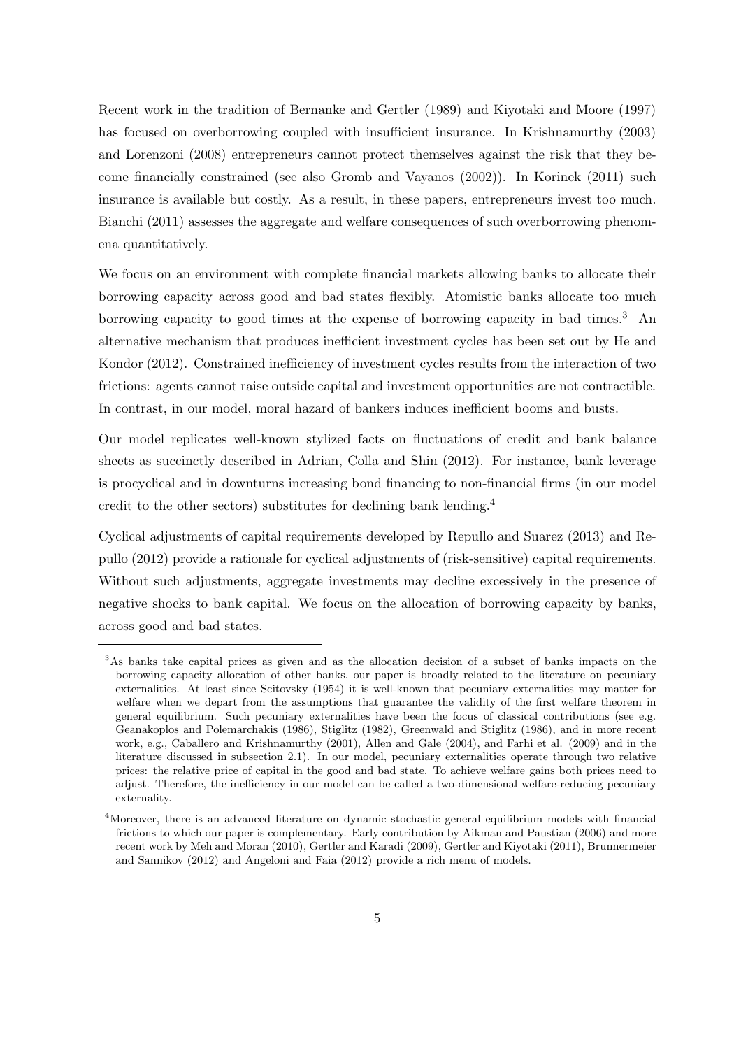Recent work in the tradition of Bernanke and Gertler (1989) and Kiyotaki and Moore (1997) has focused on overborrowing coupled with insufficient insurance. In Krishnamurthy (2003) and Lorenzoni (2008) entrepreneurs cannot protect themselves against the risk that they become financially constrained (see also Gromb and Vayanos (2002)). In Korinek (2011) such insurance is available but costly. As a result, in these papers, entrepreneurs invest too much. Bianchi (2011) assesses the aggregate and welfare consequences of such overborrowing phenomena quantitatively.

We focus on an environment with complete financial markets allowing banks to allocate their borrowing capacity across good and bad states flexibly. Atomistic banks allocate too much borrowing capacity to good times at the expense of borrowing capacity in bad times.[3] An alternative mechanism that produces inefficient investment cycles has been set out by He and Kondor (2012). Constrained inefficiency of investment cycles results from the interaction of two frictions: agents cannot raise outside capital and investment opportunities are not contractible. In contrast, in our model, moral hazard of bankers induces inefficient booms and busts.

Our model replicates well-known stylized facts on fluctuations of credit and bank balance sheets as succinctly described in Adrian, Colla and Shin (2012). For instance, bank leverage is procyclical and in downturns increasing bond financing to non-financial firms (in our model credit to the other sectors) substitutes for declining bank lending.[4]

Cyclical adjustments of capital requirements developed by Repullo and Suarez (2013) and Repullo (2012) provide a rationale for cyclical adjustments of (risk-sensitive) capital requirements. Without such adjustments, aggregate investments may decline excessively in the presence of negative shocks to bank capital. We focus on the allocation of borrowing capacity by banks, across good and bad states.

[3] As banks take capital prices as given and as the allocation decision of a subset of banks impacts on the borrowing capacity allocation of other banks, our paper is broadly related to the literature on pecuniary externalities. At least since Scitovsky (1954) it is well-known that pecuniary externalities may matter for welfare when we depart from the assumptions that guarantee the validity of the first welfare theorem in general equilibrium. Such pecuniary externalities have been the focus of classical contributions (see e.g. Geanakoplos and Polemarchakis (1986), Stiglitz (1982), Greenwald and Stiglitz (1986), and in more recent work, e.g., Caballero and Krishnamurthy (2001), Allen and Gale (2004), and Farhi et al. (2009) and in the literature discussed in subsection 2.1). In our model, pecuniary externalities operate through two relative prices: the relative price of capital in the good and bad state. To achieve welfare gains both prices need to adjust. Therefore, the inefficiency in our model can be called a two-dimensional welfare-reducing pecuniary externality.

[4] Moreover, there is an advanced literature on dynamic stochastic general equilibrium models with financial frictions to which our paper is complementary. Early contribution by Aikman and Paustian (2006) and more recent work by Meh and Moran (2010), Gertler and Karadi (2009), Gertler and Kiyotaki (2011), Brunnermeier and Sannikov (2012) and Angeloni and Faia (2012) provide a rich menu of models.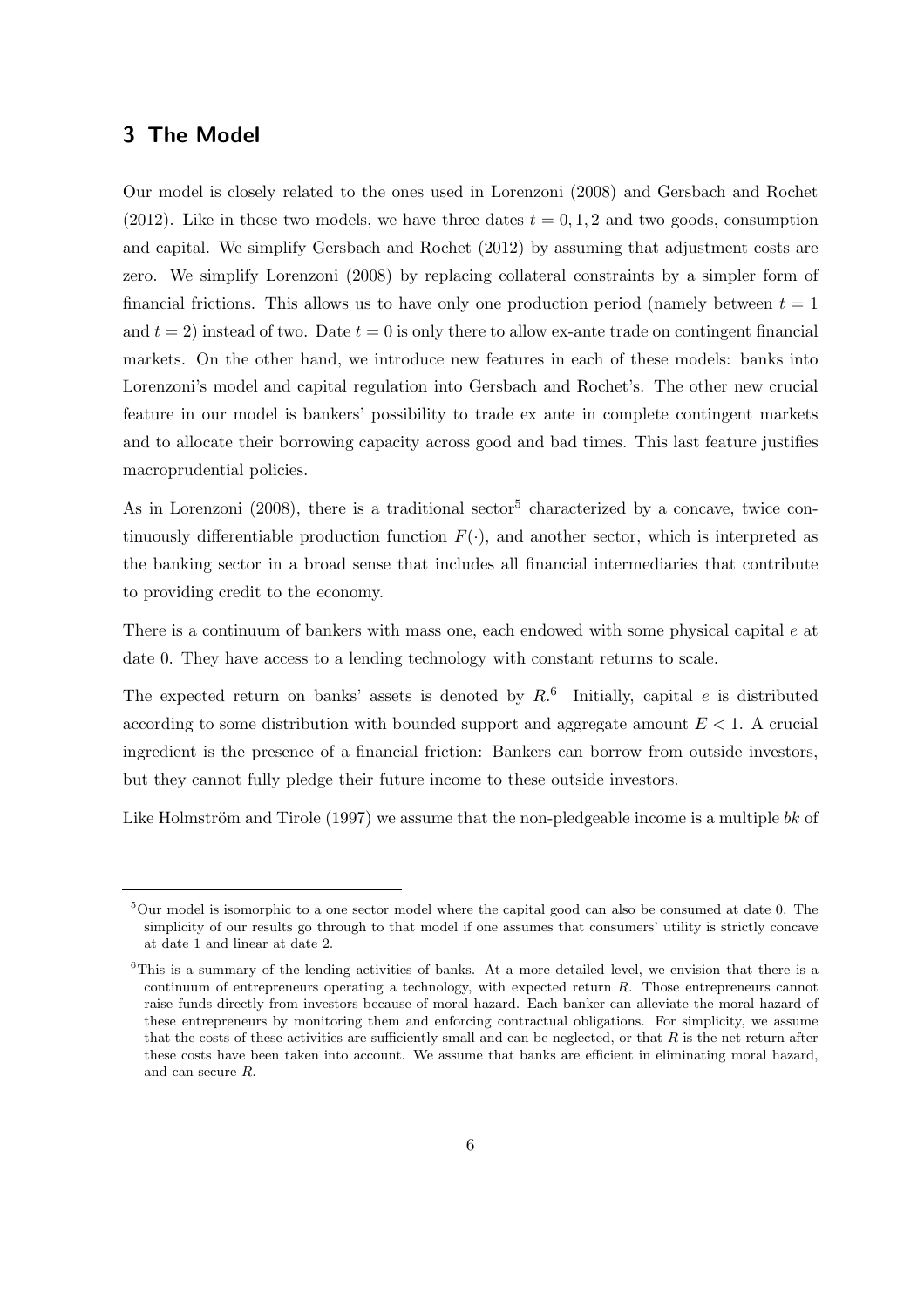## 3 The Model

Our model is closely related to the ones used in Lorenzoni (2008) and Gersbach and Rochet (2012). Like in these two models, we have three dates $t = 0, 1, 2$ and two goods, consumption and capital. We simplify Gersbach and Rochet (2012) by assuming that adjustment costs are zero. We simplify Lorenzoni (2008) by replacing collateral constraints by a simpler form of financial frictions. This allows us to have only one production period (namely between $t = 1$ and $t = 2$) instead of two. Date $t = 0$ is only there to allow ex-ante trade on contingent financial markets. On the other hand, we introduce new features in each of these models: banks into Lorenzoni's model and capital regulation into Gersbach and Rochet's. The other new crucial feature in our model is bankers' possibility to trade ex ante in complete contingent markets and to allocate their borrowing capacity across good and bad times. This last feature justifies macroprudential policies.

As in Lorenzoni (2008), there is a traditional sector[5] characterized by a concave, twice continuously differentiable production function $F(\cdot)$, and another sector, which is interpreted as the banking sector in a broad sense that includes all financial intermediaries that contribute to providing credit to the economy.

There is a continuum of bankers with mass one, each endowed with some physical capital $e$ at date 0. They have access to a lending technology with constant returns to scale.

The expected return on banks' assets is denoted by $R$.[6] Initially, capital $e$ is distributed according to some distribution with bounded support and aggregate amount $E < 1$. A crucial ingredient is the presence of a financial friction: Bankers can borrow from outside investors, but they cannot fully pledge their future income to these outside investors.

Like Holmström and Tirole (1997) we assume that the non-pledgeable income is a multiple $bk$ of

[5] Our model is isomorphic to a one sector model where the capital good can also be consumed at date 0. The simplicity of our results go through to that model if one assumes that consumers' utility is strictly concave at date 1 and linear at date 2.

[6] This is a summary of the lending activities of banks. At a more detailed level, we envision that there is a continuum of entrepreneurs operating a technology, with expected return $R$. Those entrepreneurs cannot raise funds directly from investors because of moral hazard. Each banker can alleviate the moral hazard of these entrepreneurs by monitoring them and enforcing contractual obligations. For simplicity, we assume that the costs of these activities are sufficiently small and can be neglected, or that $R$ is the net return after these costs have been taken into account. We assume that banks are efficient in eliminating moral hazard, and can secure $R$.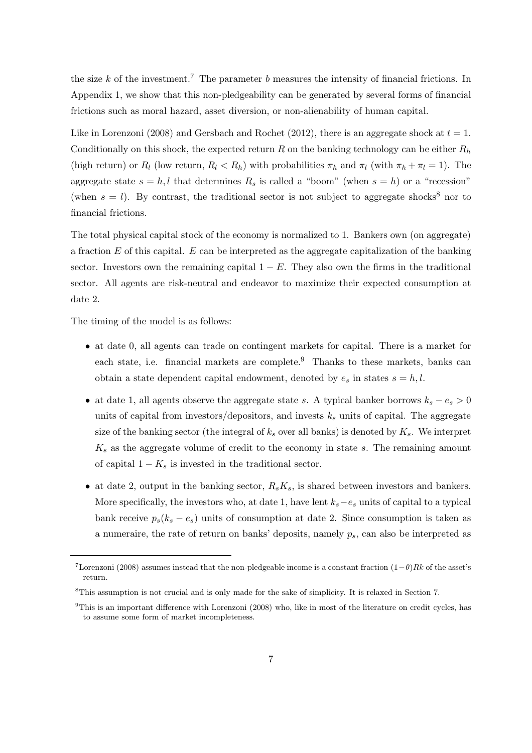the size $k$ of the investment.[7] The parameter $b$ measures the intensity of financial frictions. In Appendix 1, we show that this non-pledgeability can be generated by several forms of financial frictions such as moral hazard, asset diversion, or non-alienability of human capital.

Like in Lorenzoni (2008) and Gersbach and Rochet (2012), there is an aggregate shock at $t = 1$. Conditionally on this shock, the expected return $R$ on the banking technology can be either $R_h$ (high return) or $R_l$ (low return, $R_l < R_h$) with probabilities $\pi_h$ and $\pi_l$ (with $\pi_h + \pi_l = 1$). The aggregate state $s = h, l$ that determines $R_s$ is called a "boom" (when $s = h$) or a "recession" (when $s = l$). By contrast, the traditional sector is not subject to aggregate shocks[8] nor to financial frictions.

The total physical capital stock of the economy is normalized to 1. Bankers own (on aggregate) a fraction $E$ of this capital. $E$ can be interpreted as the aggregate capitalization of the banking sector. Investors own the remaining capital $1 - E$. They also own the firms in the traditional sector. All agents are risk-neutral and endeavor to maximize their expected consumption at date 2.

The timing of the model is as follows:

- at date 0, all agents can trade on contingent markets for capital. There is a market for each state, i.e. financial markets are complete.[9] Thanks to these markets, banks can obtain a state dependent capital endowment, denoted by $e_s$ in states $s = h, l$.
- at date 1, all agents observe the aggregate state $s$. A typical banker borrows $k_s - e_s > 0$ units of capital from investors/depositors, and invests $k_s$ units of capital. The aggregate size of the banking sector (the integral of $k_s$ over all banks) is denoted by $K_s$. We interpret $K_s$ as the aggregate volume of credit to the economy in state $s$. The remaining amount of capital $1 - K_s$ is invested in the traditional sector.
- at date 2, output in the banking sector, $R_s K_s$, is shared between investors and bankers. More specifically, the investors who, at date 1, have lent $k_s - e_s$ units of capital to a typical bank receive $p_s(k_s - e_s)$ units of consumption at date 2. Since consumption is taken as a numeraire, the rate of return on banks' deposits, namely $p_s$, can also be interpreted as

[7] Lorenzoni (2008) assumes instead that the non-pledgeable income is a constant fraction $(1-\theta)Rk$ of the asset's return.

[8] This assumption is not crucial and is only made for the sake of simplicity. It is relaxed in Section 7.

[9] This is an important difference with Lorenzoni (2008) who, like in most of the literature on credit cycles, has to assume some form of market incompleteness.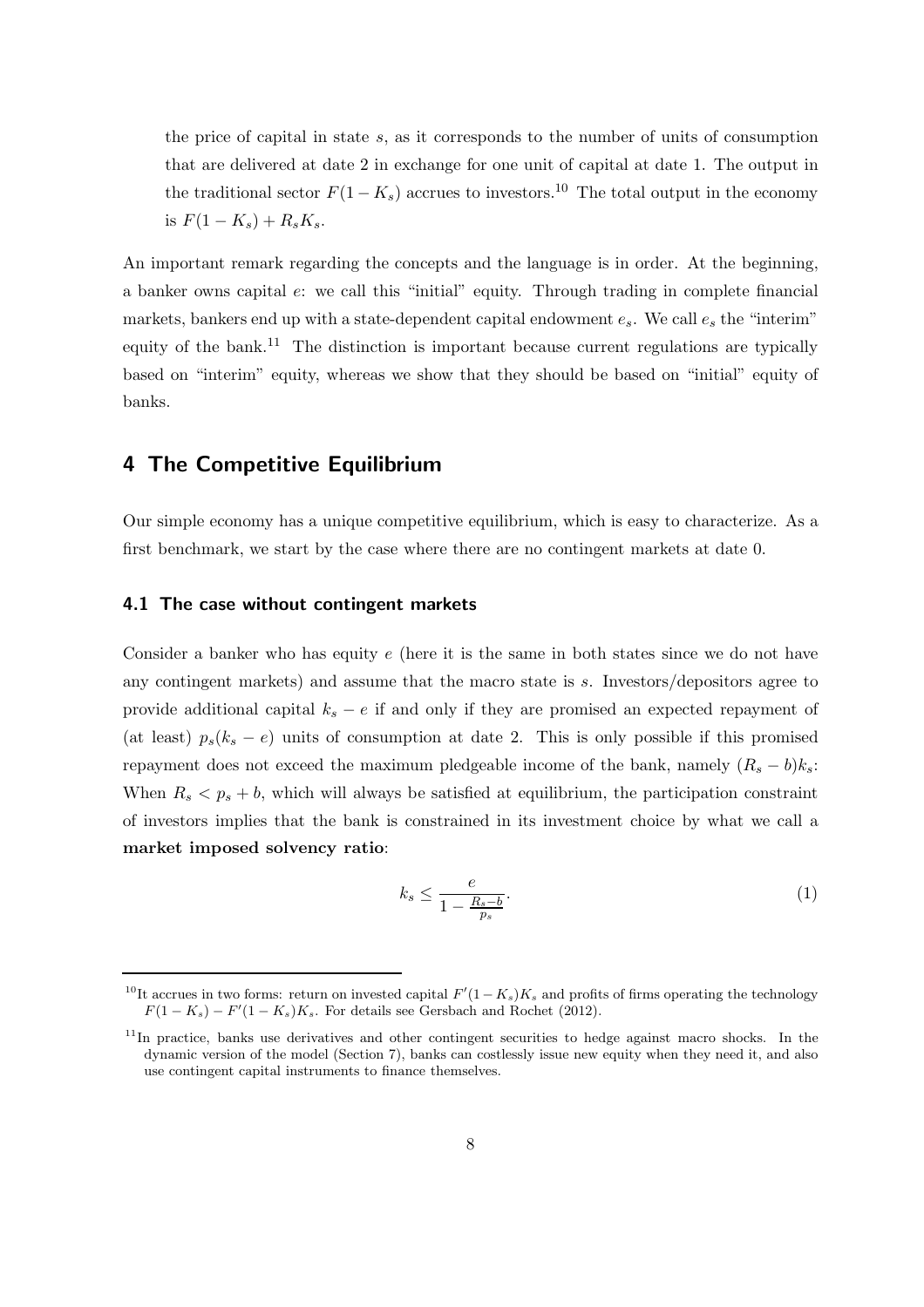the price of capital in state $s$, as it corresponds to the number of units of consumption that are delivered at date 2 in exchange for one unit of capital at date 1. The output in the traditional sector $F(1 - K_s)$ accrues to investors.[10] The total output in the economy is $F(1 - K_s) + R_s K_s$.

An important remark regarding the concepts and the language is in order. At the beginning, a banker owns capital $e$: we call this "initial" equity. Through trading in complete financial markets, bankers end up with a state-dependent capital endowment $e_s$. We call $e_s$ the "interim" equity of the bank.[11] The distinction is important because current regulations are typically based on "interim" equity, whereas we show that they should be based on "initial" equity of banks.

## 4 The Competitive Equilibrium

Our simple economy has a unique competitive equilibrium, which is easy to characterize. As a first benchmark, we start by the case where there are no contingent markets at date 0.

### 4.1 The case without contingent markets

Consider a banker who has equity $e$ (here it is the same in both states since we do not have any contingent markets) and assume that the macro state is $s$. Investors/depositors agree to provide additional capital $k_s - e$ if and only if they are promised an expected repayment of (at least) $p_s(k_s - e)$ units of consumption at date 2. This is only possible if this promised repayment does not exceed the maximum pledgeable income of the bank, namely $(R_s - b)k_s$: When $R_s < p_s + b$, which will always be satisfied at equilibrium, the participation constraint of investors implies that the bank is constrained in its investment choice by what we call a **market imposed solvency ratio**:

$$k_s \leq \frac{e}{1 - \frac{R_s - b}{p_s}}. \tag{1}$$

[10] It accrues in two forms: return on invested capital $F'(1 - K_s)K_s$ and profits of firms operating the technology $F(1 - K_s) - F'(1 - K_s)K_s$. For details see Gersbach and Rochet (2012).

[11] In practice, banks use derivatives and other contingent securities to hedge against macro shocks. In the dynamic version of the model (Section 7), banks can costlessly issue new equity when they need it, and also use contingent capital instruments to finance themselves.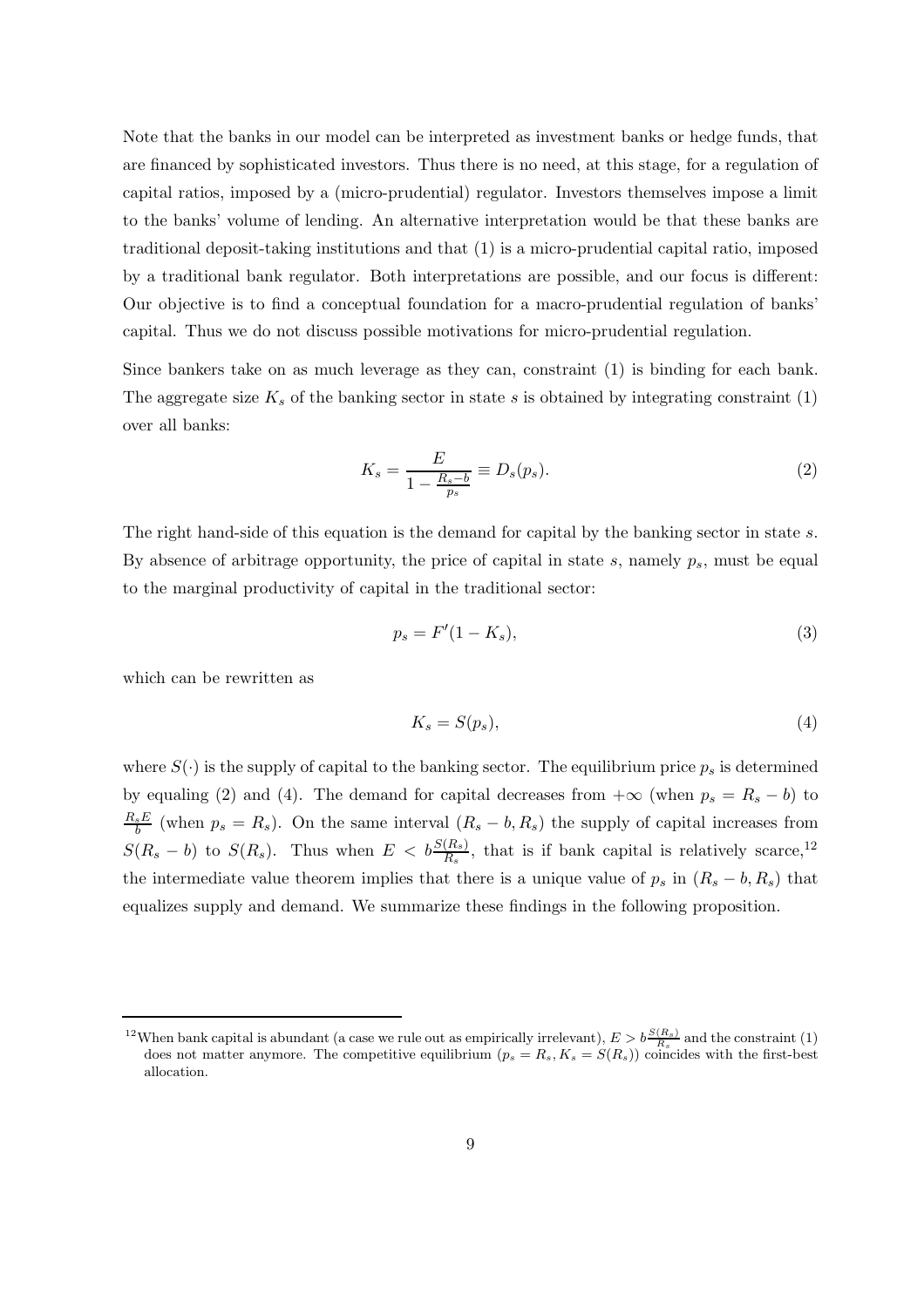Note that the banks in our model can be interpreted as investment banks or hedge funds, that are financed by sophisticated investors. Thus there is no need, at this stage, for a regulation of capital ratios, imposed by a (micro-prudential) regulator. Investors themselves impose a limit to the banks' volume of lending. An alternative interpretation would be that these banks are traditional deposit-taking institutions and that (1) is a micro-prudential capital ratio, imposed by a traditional bank regulator. Both interpretations are possible, and our focus is different: Our objective is to find a conceptual foundation for a macro-prudential regulation of banks' capital. Thus we do not discuss possible motivations for micro-prudential regulation.

Since bankers take on as much leverage as they can, constraint (1) is binding for each bank. The aggregate size $K_s$ of the banking sector in state $s$ is obtained by integrating constraint (1) over all banks:

$$K_s = \frac{E}{1 - \frac{R_s - b}{p_s}} \equiv D_s(p_s). \tag{2}$$

The right hand-side of this equation is the demand for capital by the banking sector in state $s$. By absence of arbitrage opportunity, the price of capital in state $s$, namely $p_s$, must be equal to the marginal productivity of capital in the traditional sector:

$$p_s = F'(1 - K_s), \tag{3}$$

which can be rewritten as

$$K_s = S(p_s), \tag{4}$$

where $S(\cdot)$ is the supply of capital to the banking sector. The equilibrium price $p_s$ is determined by equaling (2) and (4). The demand for capital decreases from $+\infty$ (when $p_s = R_s - b$) to $\frac{R_s E}{b}$ (when $p_s = R_s$). On the same interval $(R_s - b, R_s)$ the supply of capital increases from $S(R_s - b)$ to $S(R_s)$. Thus when $E < b\frac{S(R_s)}{R_s}$, that is if bank capital is relatively scarce,[12] the intermediate value theorem implies that there is a unique value of $p_s$ in $(R_s - b, R_s)$ that equalizes supply and demand. We summarize these findings in the following proposition.

[12] When bank capital is abundant (a case we rule out as empirically irrelevant), $E > b\frac{S(R_s)}{R_s}$ and the constraint (1) does not matter anymore. The competitive equilibrium ($p_s = R_s, K_s = S(R_s)$) coincides with the first-best allocation.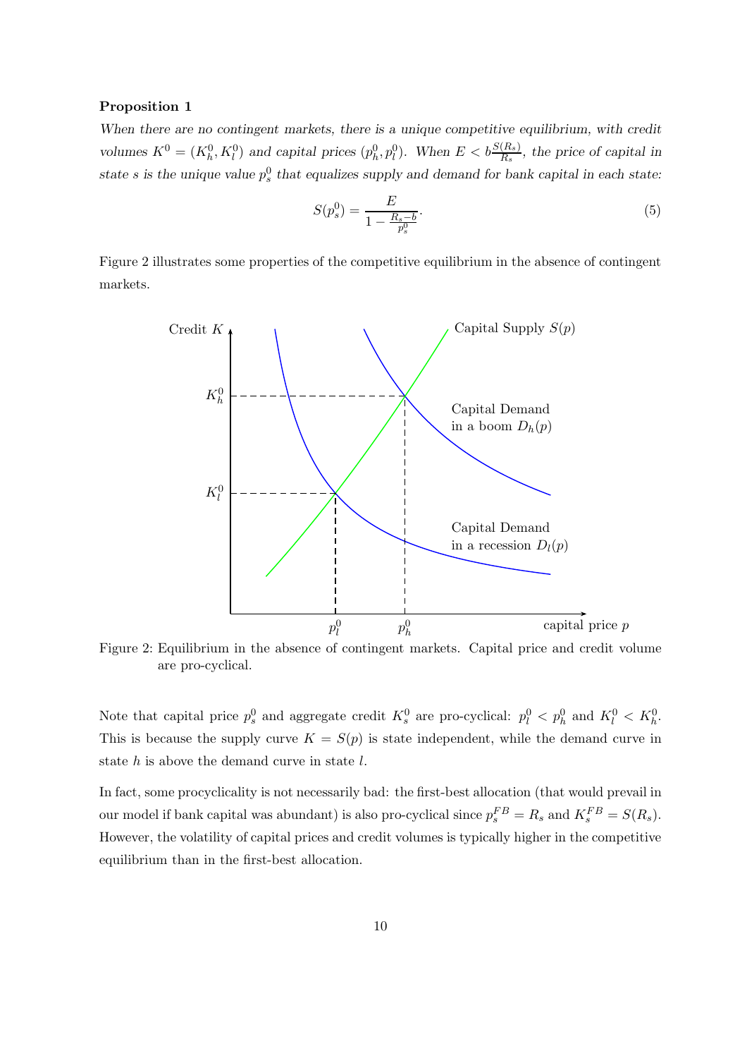**Proposition 1**

*When there are no contingent markets, there is a unique competitive equilibrium, with credit volumes $K^0 = (K_h^0, K_l^0)$ and capital prices $(p_h^0, p_l^0)$. When $E < b\frac{S(R_s)}{R_s}$, the price of capital in state $s$ is the unique value $p_s^0$ that equalizes supply and demand for bank capital in each state:*

$$S(p_s^0) = \frac{E}{1 - \frac{R_s - b}{p_s^0}}. \tag{5}$$

Figure 2 illustrates some properties of the competitive equilibrium in the absence of contingent markets.

Figure 2: Equilibrium in the absence of contingent markets. Capital price and credit volume are pro-cyclical.

Note that capital price $p_s^0$ and aggregate credit $K_s^0$ are pro-cyclical: $p_l^0 < p_h^0$ and $K_l^0 < K_h^0$. This is because the supply curve $K = S(p)$ is state independent, while the demand curve in state $h$ is above the demand curve in state $l$.

In fact, some procyclicality is not necessarily bad: the first-best allocation (that would prevail in our model if bank capital was abundant) is also pro-cyclical since $p_s^{FB} = R_s$ and $K_s^{FB} = S(R_s)$. However, the volatility of capital prices and credit volumes is typically higher in the competitive equilibrium than in the first-best allocation.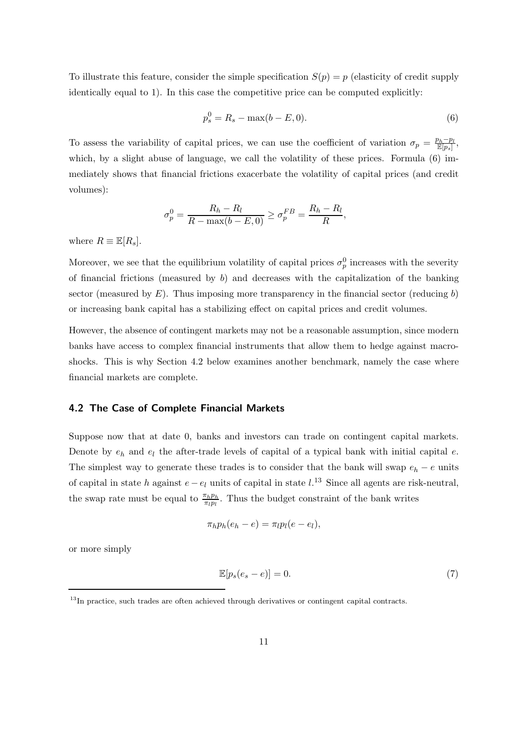To illustrate this feature, consider the simple specification $S(p) = p$ (elasticity of credit supply identically equal to 1). In this case the competitive price can be computed explicitly:

$$p_s^0 = R_s - \max(b - E, 0). \tag{6}$$

To assess the variability of capital prices, we can use the coefficient of variation $\sigma_p = \frac{p_h - p_l}{\mathbb{E}[p_s]}$, which, by a slight abuse of language, we call the volatility of these prices. Formula (6) immediately shows that financial frictions exacerbate the volatility of capital prices (and credit volumes):

$$\sigma_p^0 = \frac{R_h - R_l}{R - \max(b - E, 0)} \geq \sigma_p^{FB} = \frac{R_h - R_l}{R},$$

where $R \equiv \mathbb{E}[R_s]$.

Moreover, we see that the equilibrium volatility of capital prices $\sigma_p^0$ increases with the severity of financial frictions (measured by $b$) and decreases with the capitalization of the banking sector (measured by $E$). Thus imposing more transparency in the financial sector (reducing $b$) or increasing bank capital has a stabilizing effect on capital prices and credit volumes.

However, the absence of contingent markets may not be a reasonable assumption, since modern banks have access to complex financial instruments that allow them to hedge against macro-shocks. This is why Section 4.2 below examines another benchmark, namely the case where financial markets are complete.

## 4.2 The Case of Complete Financial Markets

Suppose now that at date 0, banks and investors can trade on contingent capital markets. Denote by $e_h$ and $e_l$ the after-trade levels of capital of a typical bank with initial capital $e$. The simplest way to generate these trades is to consider that the bank will swap $e_h - e$ units of capital in state $h$ against $e - e_l$ units of capital in state $l$.[13] Since all agents are risk-neutral, the swap rate must be equal to $\frac{\pi_h p_h}{\pi_l p_l}$. Thus the budget constraint of the bank writes

$$\pi_h p_h (e_h - e) = \pi_l p_l (e - e_l),$$

or more simply

$$\mathbb{E}[p_s(e_s - e)] = 0. \tag{7}$$

[13] In practice, such trades are often achieved through derivatives or contingent capital contracts.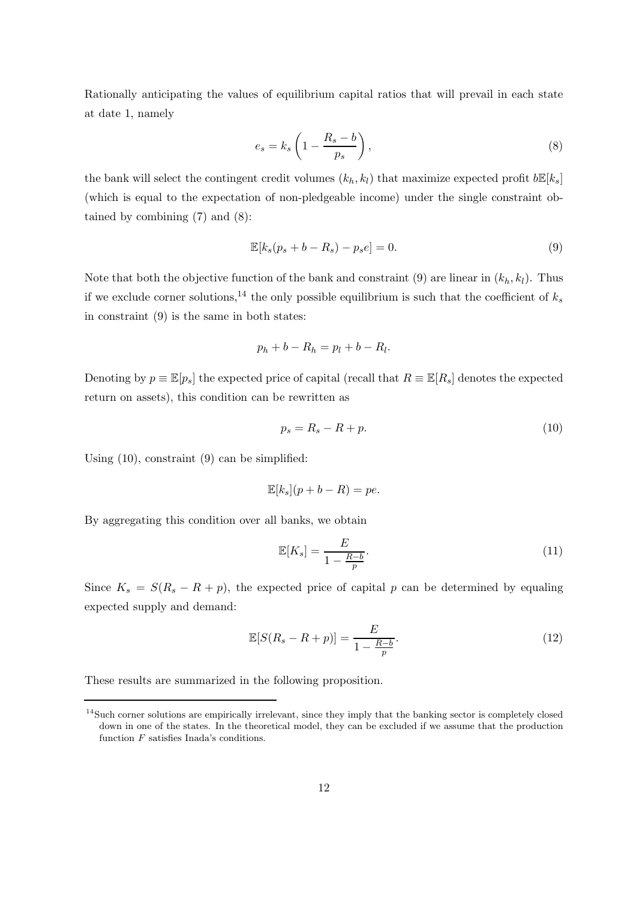Rationally anticipating the values of equilibrium capital ratios that will prevail in each state at date 1, namely

$$e_s = k_s \left(1 - \frac{R_s - b}{p_s}\right), \tag{8}$$

the bank will select the contingent credit volumes $(k_h, k_l)$ that maximize expected profit $b\mathbb{E}[k_s]$ (which is equal to the expectation of non-pledgeable income) under the single constraint obtained by combining (7) and (8):

$$\mathbb{E}[k_s(p_s + b - R_s) - p_s e] = 0. \tag{9}$$

Note that both the objective function of the bank and constraint (9) are linear in $(k_h, k_l)$. Thus if we exclude corner solutions,[14] the only possible equilibrium is such that the coefficient of $k_s$ in constraint (9) is the same in both states:

$$p_h + b - R_h = p_l + b - R_l.$$

Denoting by $p \equiv \mathbb{E}[p_s]$ the expected price of capital (recall that $R \equiv \mathbb{E}[R_s]$ denotes the expected return on assets), this condition can be rewritten as

$$p_s = R_s - R + p. \tag{10}$$

Using (10), constraint (9) can be simplified:

$$\mathbb{E}[k_s](p + b - R) = pe.$$

By aggregating this condition over all banks, we obtain

$$\mathbb{E}[K_s] = \frac{E}{1 - \frac{R-b}{p}}. \tag{11}$$

Since $K_s = S(R_s - R + p)$, the expected price of capital $p$ can be determined by equaling expected supply and demand:

$$\mathbb{E}[S(R_s - R + p)] = \frac{E}{1 - \frac{R-b}{p}}. \tag{12}$$

These results are summarized in the following proposition.

[14] Such corner solutions are empirically irrelevant, since they imply that the banking sector is completely closed down in one of the states. In the theoretical model, they can be excluded if we assume that the production function $F$ satisfies Inada's conditions.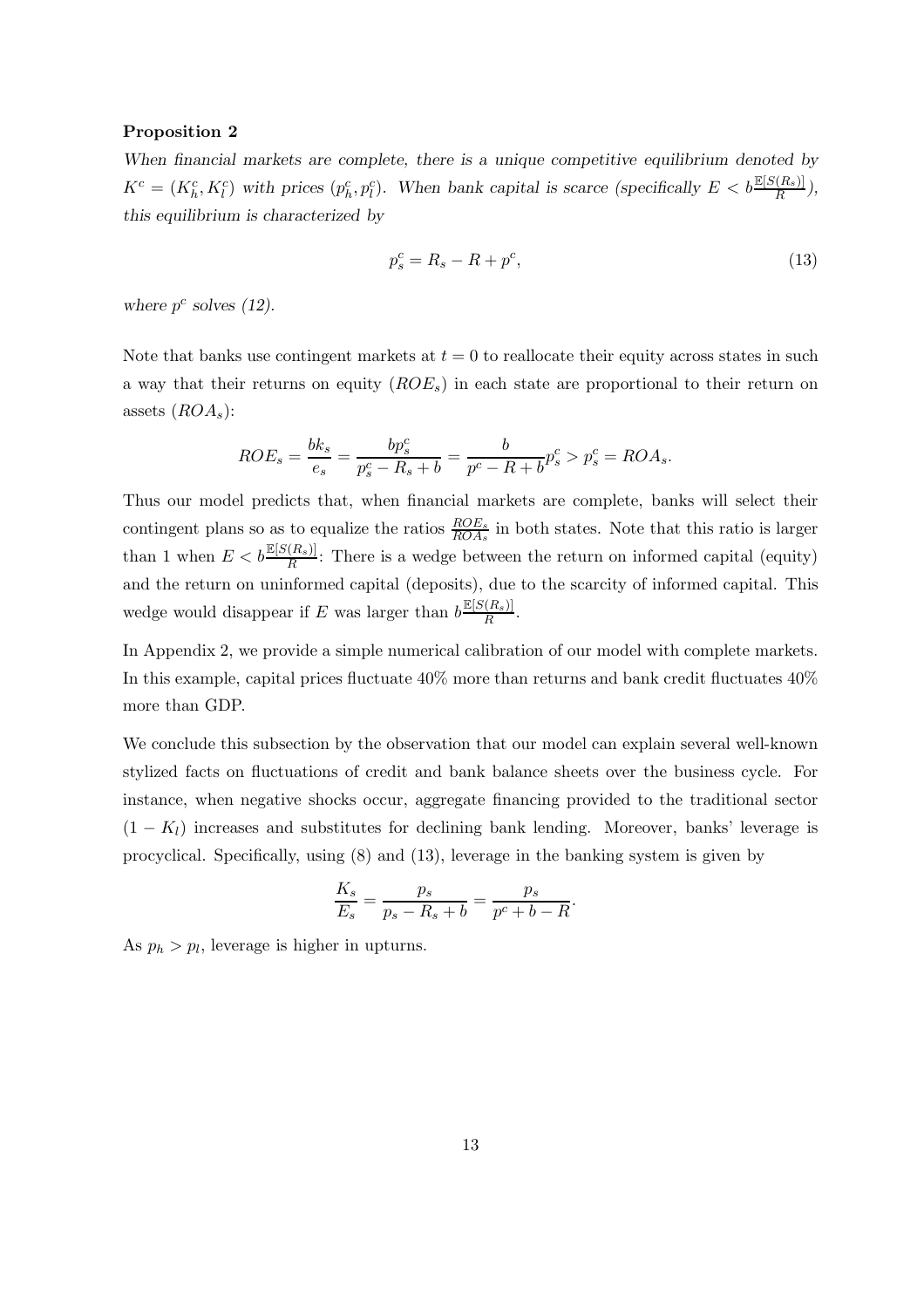**Proposition 2**

*When financial markets are complete, there is a unique competitive equilibrium denoted by $K^c = (K_h^c, K_l^c)$ with prices $(p_h^c, p_l^c)$. When bank capital is scarce (specifically $E < b\frac{\mathbb{E}[S(R_s)]}{R}$), this equilibrium is characterized by*

$$p_s^c = R_s - R + p^c, \tag{13}$$

*where $p^c$ solves (12).*

Note that banks use contingent markets at $t = 0$ to reallocate their equity across states in such a way that their returns on equity ($ROE_s$) in each state are proportional to their return on assets ($ROA_s$):

$$ROE_s = \frac{bk_s}{e_s} = \frac{bp_s^c}{p_s^c - R_s + b} = \frac{b}{p^c - R + b}p_s^c > p_s^c = ROA_s.$$

Thus our model predicts that, when financial markets are complete, banks will select their contingent plans so as to equalize the ratios $\frac{ROE_s}{ROA_s}$ in both states. Note that this ratio is larger than 1 when $E < b\frac{\mathbb{E}[S(R_s)]}{R}$: There is a wedge between the return on informed capital (equity) and the return on uninformed capital (deposits), due to the scarcity of informed capital. This wedge would disappear if $E$ was larger than $b\frac{\mathbb{E}[S(R_s)]}{R}$.

In Appendix 2, we provide a simple numerical calibration of our model with complete markets. In this example, capital prices fluctuate 40% more than returns and bank credit fluctuates 40% more than GDP.

We conclude this subsection by the observation that our model can explain several well-known stylized facts on fluctuations of credit and bank balance sheets over the business cycle. For instance, when negative shocks occur, aggregate financing provided to the traditional sector $(1 - K_l)$ increases and substitutes for declining bank lending. Moreover, banks' leverage is procyclical. Specifically, using (8) and (13), leverage in the banking system is given by

$$\frac{K_s}{E_s} = \frac{p_s}{p_s - R_s + b} = \frac{p_s}{p^c + b - R}.$$

As $p_h > p_l$, leverage is higher in upturns.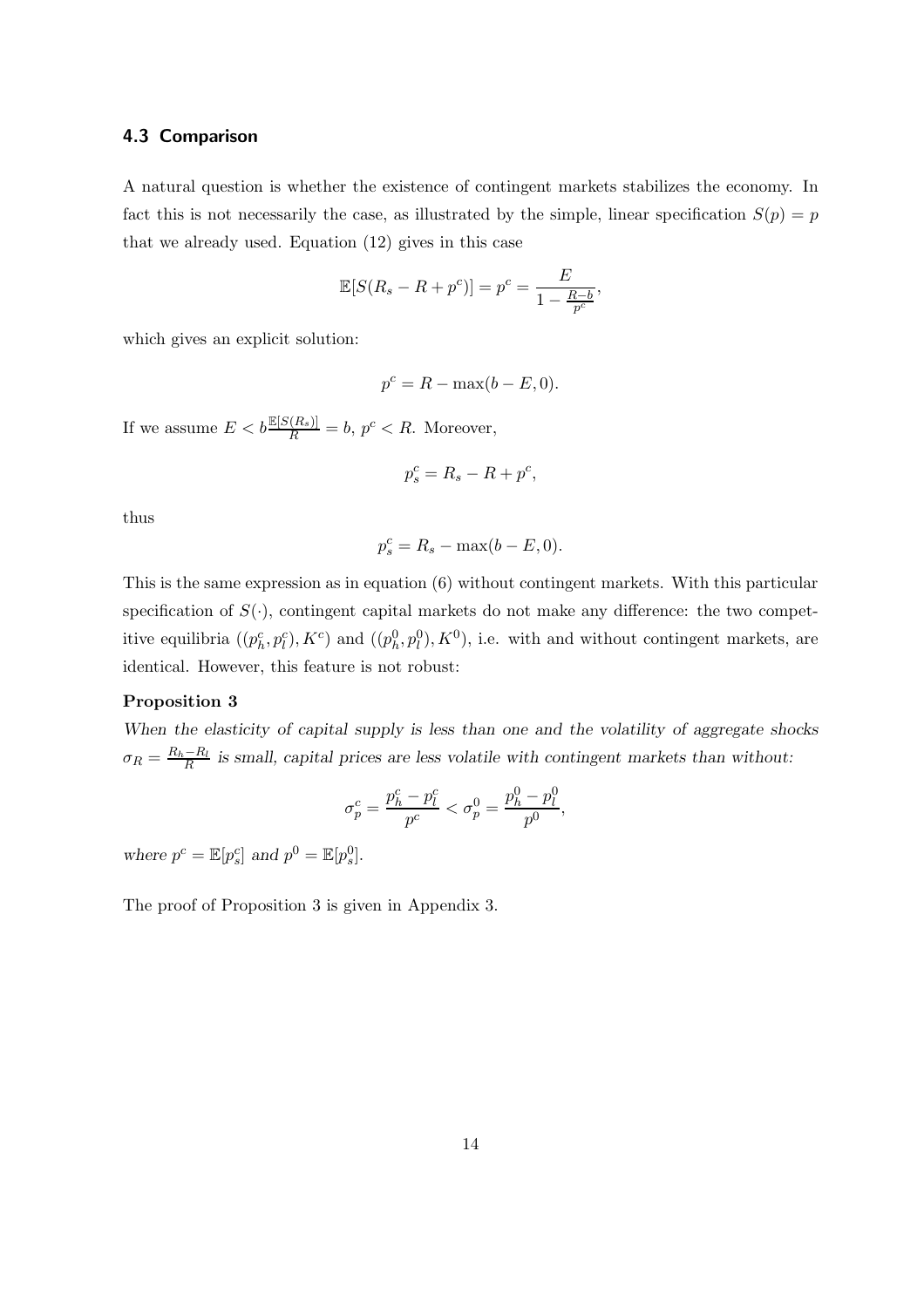### 4.3 Comparison

A natural question is whether the existence of contingent markets stabilizes the economy. In fact this is not necessarily the case, as illustrated by the simple, linear specification $S(p) = p$ that we already used. Equation (12) gives in this case

$$\mathbb{E}[S(R_s - R + p^c)] = p^c = \frac{E}{1 - \frac{R-b}{p^c}},$$

which gives an explicit solution:

$$p^c = R - \max(b - E, 0).$$

If we assume $E < b\frac{\mathbb{E}[S(R_s)]}{R} = b$, $p^c < R$. Moreover,

$$p^c_s = R_s - R + p^c,$$

thus

$$p^c_s = R_s - \max(b - E, 0).$$

This is the same expression as in equation (6) without contingent markets. With this particular specification of $S(\cdot)$, contingent capital markets do not make any difference: the two competitive equilibria $((p^c_h, p^c_l), K^c)$ and $((p^0_h, p^0_l), K^0)$, i.e. with and without contingent markets, are identical. However, this feature is not robust:

**Proposition 3**

*When the elasticity of capital supply is less than one and the volatility of aggregate shocks $\sigma_R = \frac{R_h - R_l}{R}$ is small, capital prices are less volatile with contingent markets than without:*

$$\sigma^c_p = \frac{p^c_h - p^c_l}{p^c} < \sigma^0_p = \frac{p^0_h - p^0_l}{p^0},$$

*where $p^c = \mathbb{E}[p^c_s]$ and $p^0 = \mathbb{E}[p^0_s]$.*

The proof of Proposition 3 is given in Appendix 3.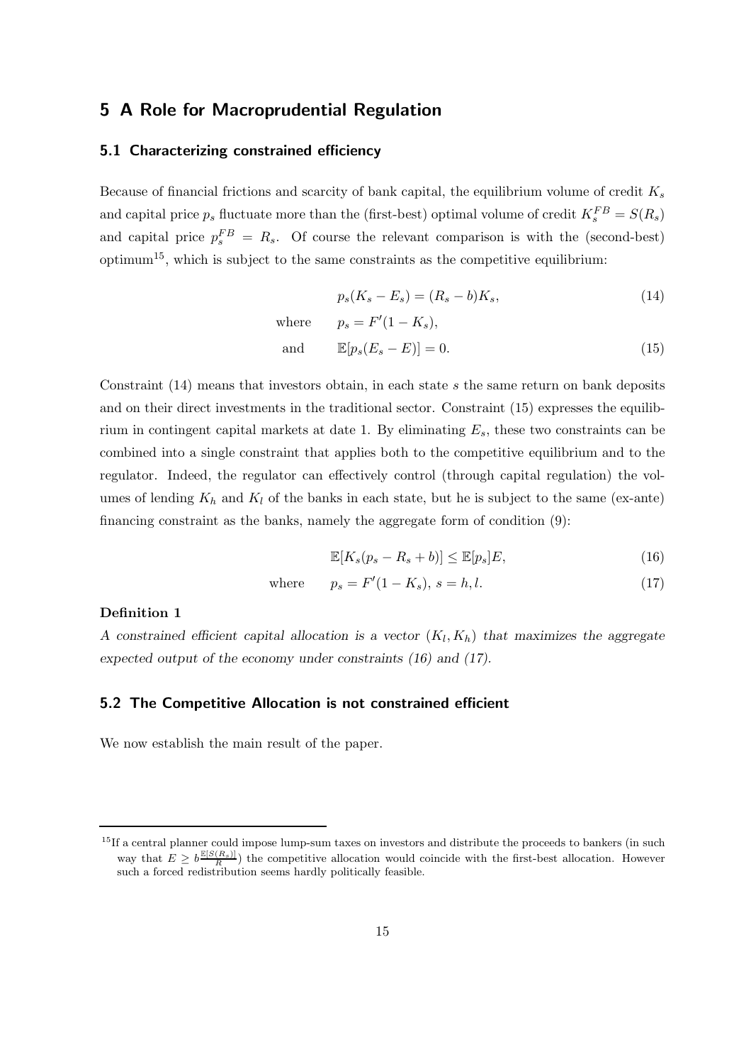# 5 A Role for Macroprudential Regulation

## 5.1 Characterizing constrained efficiency

Because of financial frictions and scarcity of bank capital, the equilibrium volume of credit $K_s$ and capital price $p_s$ fluctuate more than the (first-best) optimal volume of credit $K_s^{FB} = S(R_s)$ and capital price $p_s^{FB} = R_s$. Of course the relevant comparison is with the (second-best) optimum[15], which is subject to the same constraints as the competitive equilibrium:

$$p_s(K_s - E_s) = (R_s - b)K_s, \tag{14}$$

$$\text{where} \qquad p_s = F'(1 - K_s),$$

$$\text{and} \qquad \mathbb{E}[p_s(E_s - E)] = 0. \tag{15}$$

Constraint (14) means that investors obtain, in each state $s$ the same return on bank deposits and on their direct investments in the traditional sector. Constraint (15) expresses the equilibrium in contingent capital markets at date 1. By eliminating $E_s$, these two constraints can be combined into a single constraint that applies both to the competitive equilibrium and to the regulator. Indeed, the regulator can effectively control (through capital regulation) the volumes of lending $K_h$ and $K_l$ of the banks in each state, but he is subject to the same (ex-ante) financing constraint as the banks, namely the aggregate form of condition (9):

$$\mathbb{E}[K_s(p_s - R_s + b)] \leq \mathbb{E}[p_s]E, \tag{16}$$

$$\text{where} \qquad p_s = F'(1 - K_s),\ s = h, l. \tag{17}$$

**Definition 1**

*A constrained efficient capital allocation is a vector $(K_l, K_h)$ that maximizes the aggregate expected output of the economy under constraints (16) and (17).*

## 5.2 The Competitive Allocation is not constrained efficient

We now establish the main result of the paper.

[15] If a central planner could impose lump-sum taxes on investors and distribute the proceeds to bankers (in such way that $E \geq b\frac{\mathbb{E}[S(R_s)]}{R}$) the competitive allocation would coincide with the first-best allocation. However such a forced redistribution seems hardly politically feasible.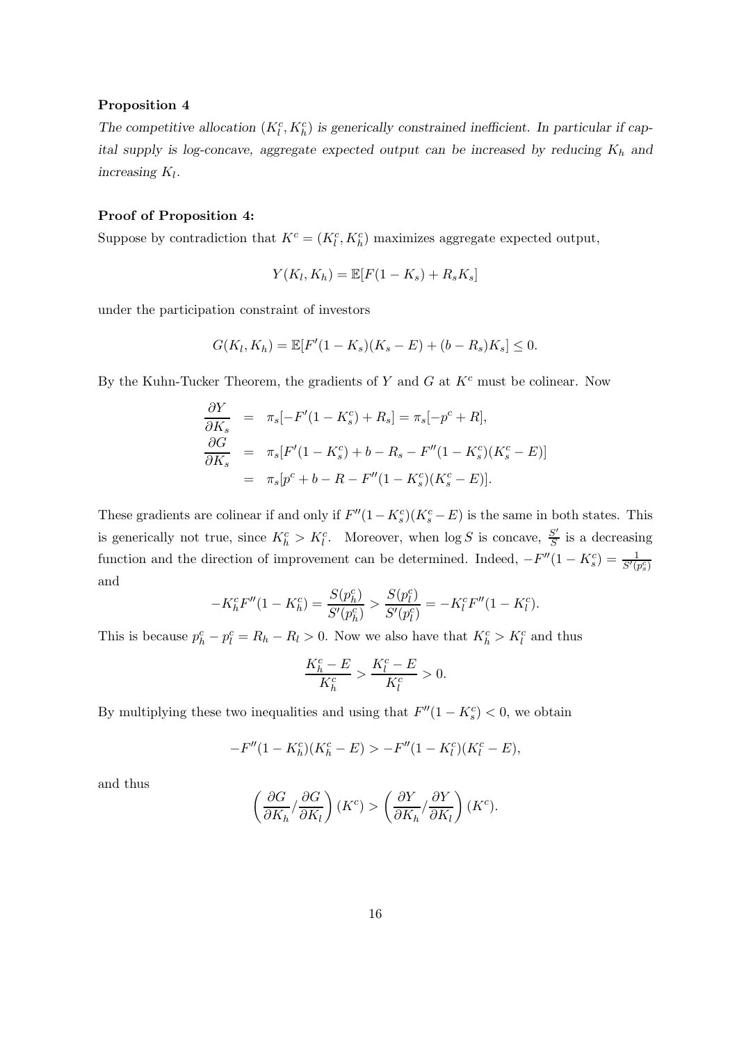**Proposition 4**

*The competitive allocation $(K_l^c, K_h^c)$ is generically constrained inefficient. In particular if capital supply is log-concave, aggregate expected output can be increased by reducing $K_h$ and increasing $K_l$.*

**Proof of Proposition 4:**

Suppose by contradiction that $K^c = (K_l^c, K_h^c)$ maximizes aggregate expected output,

$$Y(K_l, K_h) = \mathbb{E}[F(1 - K_s) + R_s K_s]$$

under the participation constraint of investors

$$G(K_l, K_h) = \mathbb{E}[F'(1 - K_s)(K_s - E) + (b - R_s)K_s] \leq 0.$$

By the Kuhn-Tucker Theorem, the gradients of $Y$ and $G$ at $K^c$ must be colinear. Now

$$\begin{aligned}
\frac{\partial Y}{\partial K_s} &= \pi_s[-F'(1 - K_s^c) + R_s] = \pi_s[-p^c + R], \\
\frac{\partial G}{\partial K_s} &= \pi_s[F'(1 - K_s^c) + b - R_s - F''(1 - K_s^c)(K_s^c - E)] \\
&= \pi_s[p^c + b - R - F''(1 - K_s^c)(K_s^c - E)].
\end{aligned}$$

These gradients are colinear if and only if $F''(1 - K_s^c)(K_s^c - E)$ is the same in both states. This is generically not true, since $K_h^c > K_l^c$. Moreover, when $\log S$ is concave, $\frac{S'}{S}$ is a decreasing function and the direction of improvement can be determined. Indeed, $-F''(1 - K_s^c) = \frac{1}{S'(p_s^c)}$ and

$$-K_h^c F''(1 - K_h^c) = \frac{S(p_h^c)}{S'(p_h^c)} > \frac{S(p_l^c)}{S'(p_l^c)} = -K_l^c F''(1 - K_l^c).$$

This is because $p_h^c - p_l^c = R_h - R_l > 0$. Now we also have that $K_h^c > K_l^c$ and thus

$$\frac{K_h^c - E}{K_h^c} > \frac{K_l^c - E}{K_l^c} > 0.$$

By multiplying these two inequalities and using that $F''(1 - K_s^c) < 0$, we obtain

$$-F''(1 - K_h^c)(K_h^c - E) > -F''(1 - K_l^c)(K_l^c - E),$$

and thus

$$\left(\frac{\partial G}{\partial K_h} / \frac{\partial G}{\partial K_l}\right)(K^c) > \left(\frac{\partial Y}{\partial K_h} / \frac{\partial Y}{\partial K_l}\right)(K^c).$$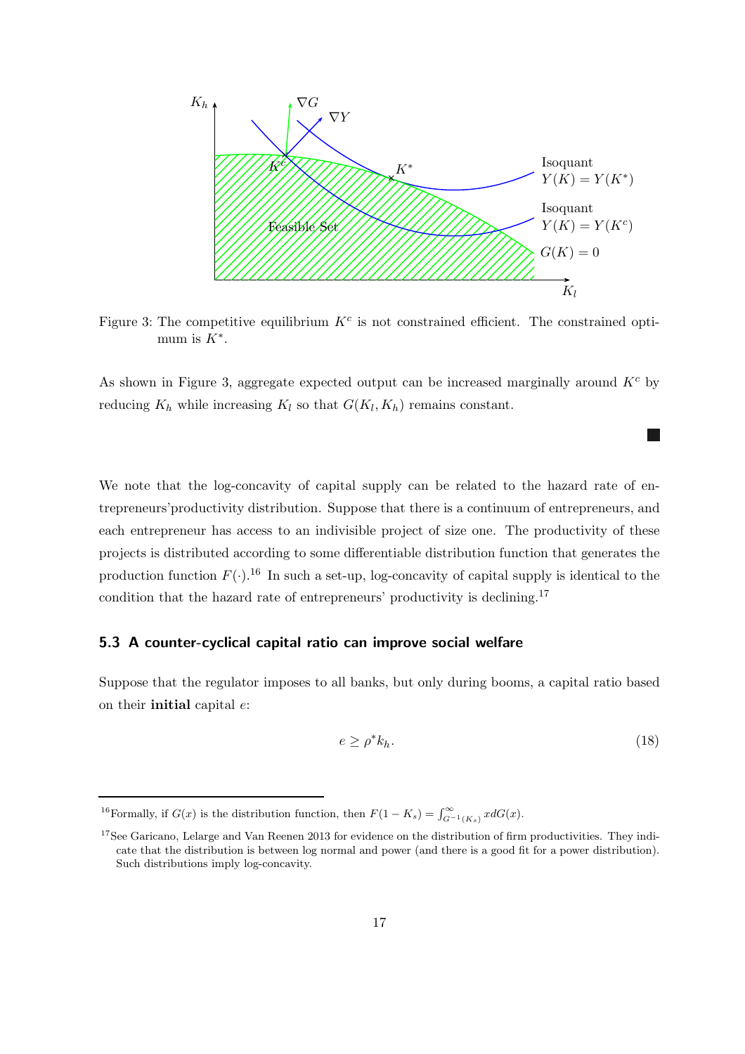Figure 3: The competitive equilibrium $K^c$ is not constrained efficient. The constrained optimum is $K^*$.

As shown in Figure 3, aggregate expected output can be increased marginally around $K^c$ by reducing $K_h$ while increasing $K_l$ so that $G(K_l, K_h)$ remains constant.

■

We note that the log-concavity of capital supply can be related to the hazard rate of entrepreneurs'productivity distribution. Suppose that there is a continuum of entrepreneurs, and each entrepreneur has access to an indivisible project of size one. The productivity of these projects is distributed according to some differentiable distribution function that generates the production function $F(\cdot)$.[16] In such a set-up, log-concavity of capital supply is identical to the condition that the hazard rate of entrepreneurs' productivity is declining.[17]

### 5.3 A counter-cyclical capital ratio can improve social welfare

Suppose that the regulator imposes to all banks, but only during booms, a capital ratio based on their **initial** capital $e$:

$$e \geq \rho^* k_h. \tag{18}$$

---

[16] Formally, if $G(x)$ is the distribution function, then $F(1 - K_s) = \int_{G^{-1}(K_s)}^{\infty} x dG(x)$.

[17] See Garicano, Lelarge and Van Reenen 2013 for evidence on the distribution of firm productivities. They indicate that the distribution is between log normal and power (and there is a good fit for a power distribution). Such distributions imply log-concavity.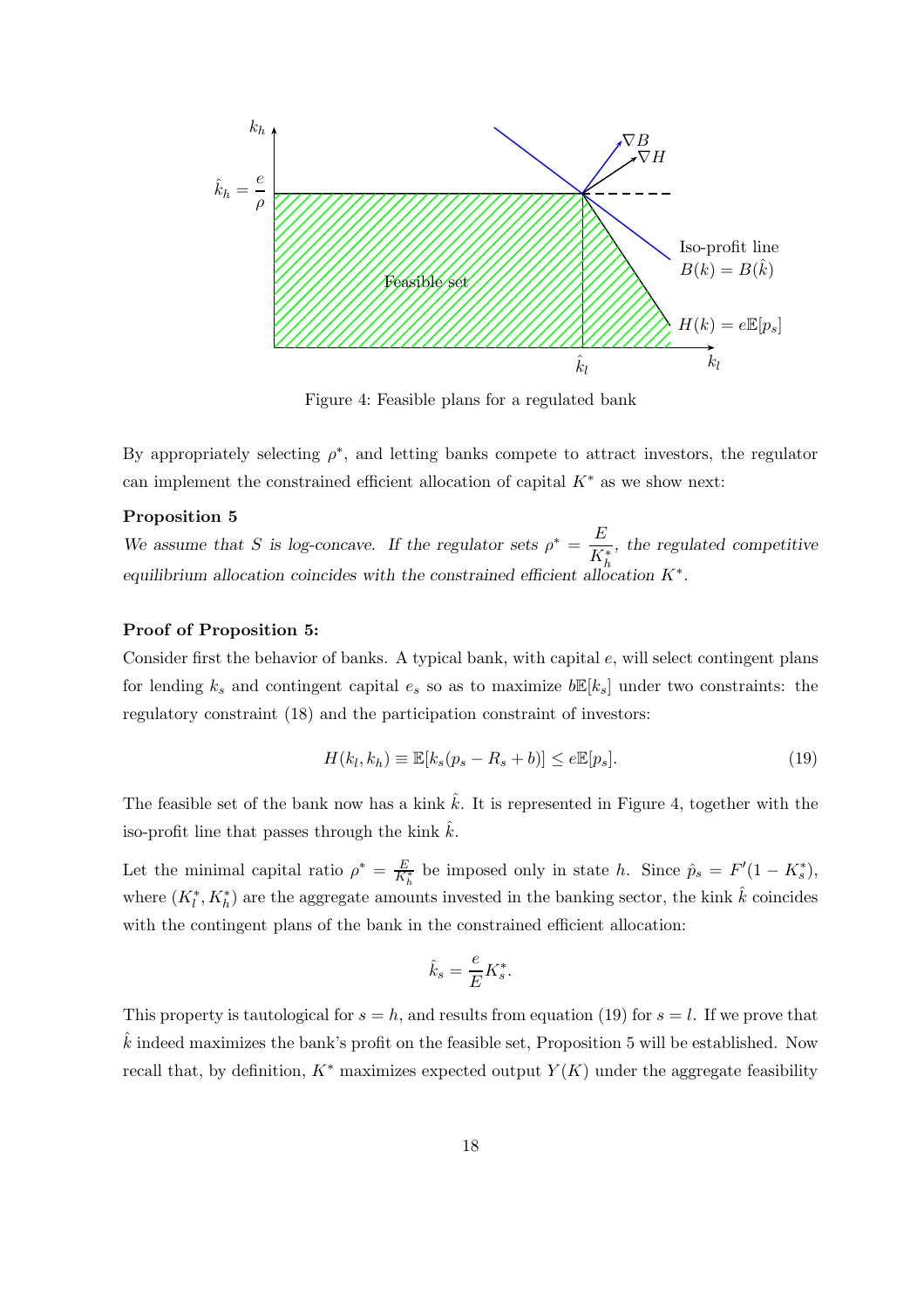Figure 4: Feasible plans for a regulated bank

By appropriately selecting $\rho^*$, and letting banks compete to attract investors, the regulator can implement the constrained efficient allocation of capital $K^*$ as we show next:

**Proposition 5**

*We assume that $S$ is log-concave. If the regulator sets $\rho^* = \dfrac{E}{K_h^*}$, the regulated competitive equilibrium allocation coincides with the constrained efficient allocation $K^*$.*

**Proof of Proposition 5:**

Consider first the behavior of banks. A typical bank, with capital $e$, will select contingent plans for lending $k_s$ and contingent capital $e_s$ so as to maximize $b\mathbb{E}[k_s]$ under two constraints: the regulatory constraint (18) and the participation constraint of investors:

$$H(k_l, k_h) \equiv \mathbb{E}[k_s(p_s - R_s + b)] \leq e\mathbb{E}[p_s]. \tag{19}$$

The feasible set of the bank now has a kink $\hat{k}$. It is represented in Figure 4, together with the iso-profit line that passes through the kink $\hat{k}$.

Let the minimal capital ratio $\rho^* = \frac{E}{K_h^*}$ be imposed only in state $h$. Since $\hat{p}_s = F'(1 - K_s^*)$, where $(K_l^*, K_h^*)$ are the aggregate amounts invested in the banking sector, the kink $\hat{k}$ coincides with the contingent plans of the bank in the constrained efficient allocation:

$$\hat{k}_s = \frac{e}{E}K_s^*.$$

This property is tautological for $s = h$, and results from equation (19) for $s = l$. If we prove that $\hat{k}$ indeed maximizes the bank's profit on the feasible set, Proposition 5 will be established. Now recall that, by definition, $K^*$ maximizes expected output $Y(K)$ under the aggregate feasibility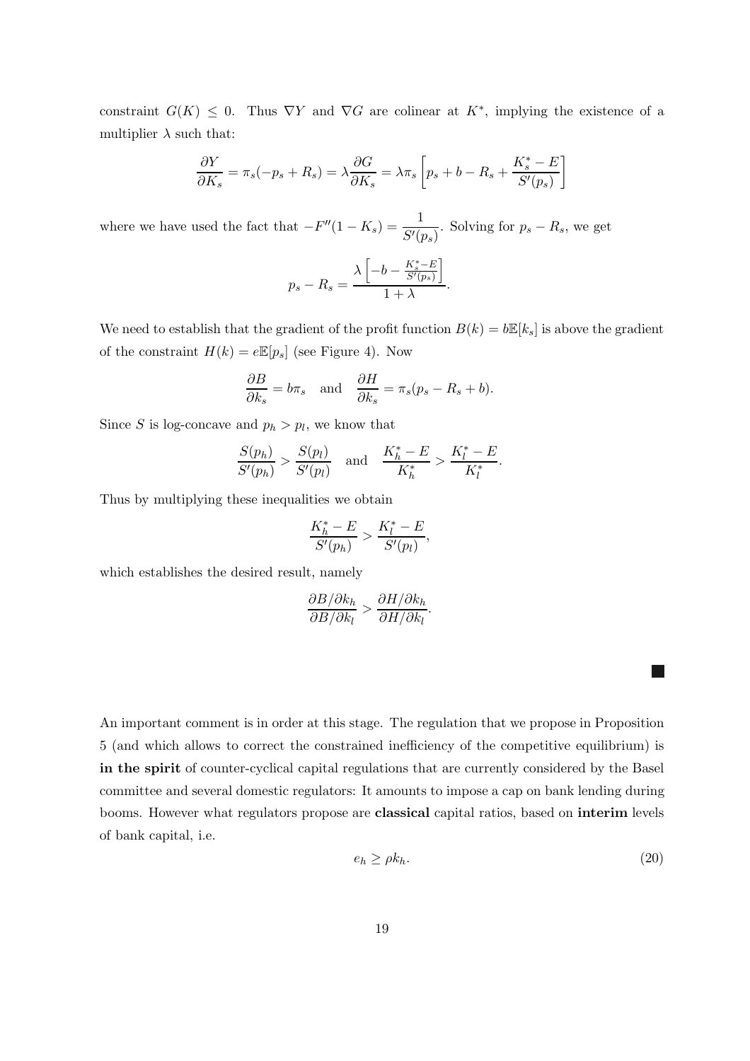constraint $G(K) \leq 0$. Thus $\nabla Y$ and $\nabla G$ are colinear at $K^*$, implying the existence of a multiplier $\lambda$ such that:

$$\frac{\partial Y}{\partial K_s} = \pi_s(-p_s + R_s) = \lambda \frac{\partial G}{\partial K_s} = \lambda \pi_s \left[ p_s + b - R_s + \frac{K_s^* - E}{S'(p_s)} \right]$$

where we have used the fact that $-F''(1 - K_s) = \dfrac{1}{S'(p_s)}$. Solving for $p_s - R_s$, we get

$$p_s - R_s = \frac{\lambda \left[ -b - \frac{K_s^* - E}{S'(p_s)} \right]}{1 + \lambda}.$$

We need to establish that the gradient of the profit function $B(k) = b\mathbb{E}[k_s]$ is above the gradient of the constraint $H(k) = e\mathbb{E}[p_s]$ (see Figure 4). Now

$$\frac{\partial B}{\partial k_s} = b\pi_s \quad \text{and} \quad \frac{\partial H}{\partial k_s} = \pi_s(p_s - R_s + b).$$

Since $S$ is log-concave and $p_h > p_l$, we know that

$$\frac{S(p_h)}{S'(p_h)} > \frac{S(p_l)}{S'(p_l)} \quad \text{and} \quad \frac{K_h^* - E}{K_h^*} > \frac{K_l^* - E}{K_l^*}.$$

Thus by multiplying these inequalities we obtain

$$\frac{K_h^* - E}{S'(p_h)} > \frac{K_l^* - E}{S'(p_l)},$$

which establishes the desired result, namely

$$\frac{\partial B / \partial k_h}{\partial B / \partial k_l} > \frac{\partial H / \partial k_h}{\partial H / \partial k_l}.$$

■

An important comment is in order at this stage. The regulation that we propose in Proposition 5 (and which allows to correct the constrained inefficiency of the competitive equilibrium) is **in the spirit** of counter-cyclical capital regulations that are currently considered by the Basel committee and several domestic regulators: It amounts to impose a cap on bank lending during booms. However what regulators propose are **classical** capital ratios, based on **interim** levels of bank capital, i.e.

$$e_h \geq \rho k_h. \tag{20}$$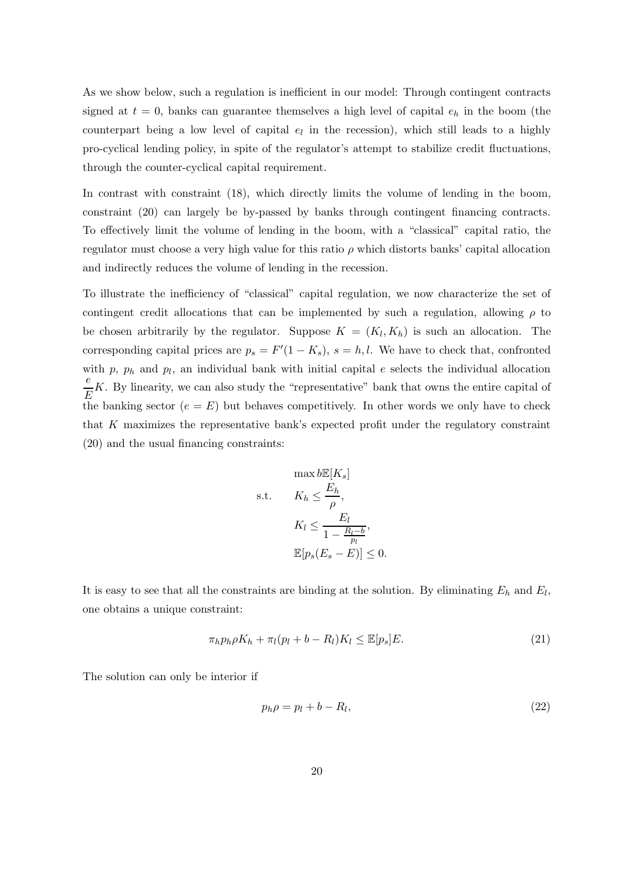As we show below, such a regulation is inefficient in our model: Through contingent contracts signed at $t = 0$, banks can guarantee themselves a high level of capital $e_h$ in the boom (the counterpart being a low level of capital $e_l$ in the recession), which still leads to a highly pro-cyclical lending policy, in spite of the regulator's attempt to stabilize credit fluctuations, through the counter-cyclical capital requirement.

In contrast with constraint (18), which directly limits the volume of lending in the boom, constraint (20) can largely be by-passed by banks through contingent financing contracts. To effectively limit the volume of lending in the boom, with a "classical" capital ratio, the regulator must choose a very high value for this ratio $\rho$ which distorts banks' capital allocation and indirectly reduces the volume of lending in the recession.

To illustrate the inefficiency of "classical" capital regulation, we now characterize the set of contingent credit allocations that can be implemented by such a regulation, allowing $\rho$ to be chosen arbitrarily by the regulator. Suppose $K = (K_l, K_h)$ is such an allocation. The corresponding capital prices are $p_s = F'(1 - K_s)$, $s = h, l$. We have to check that, confronted with $p$, $p_h$ and $p_l$, an individual bank with initial capital $e$ selects the individual allocation $\frac{e}{E}K$. By linearity, we can also study the "representative" bank that owns the entire capital of the banking sector ($e = E$) but behaves competitively. In other words we only have to check that $K$ maximizes the representative bank's expected profit under the regulatory constraint (20) and the usual financing constraints:

$$\begin{aligned} &\max b\mathbb{E}[K_s] \\ \text{s.t.} \quad &K_h \leq \frac{E_h}{\rho}, \\ &K_l \leq \frac{E_l}{1 - \frac{R_l - b}{p_l}}, \\ &\mathbb{E}[p_s(E_s - E)] \leq 0. \end{aligned}$$

It is easy to see that all the constraints are binding at the solution. By eliminating $E_h$ and $E_l$, one obtains a unique constraint:

$$\pi_h p_h \rho K_h + \pi_l (p_l + b - R_l) K_l \leq \mathbb{E}[p_s] E. \tag{21}$$

The solution can only be interior if

$$p_h \rho = p_l + b - R_l, \tag{22}$$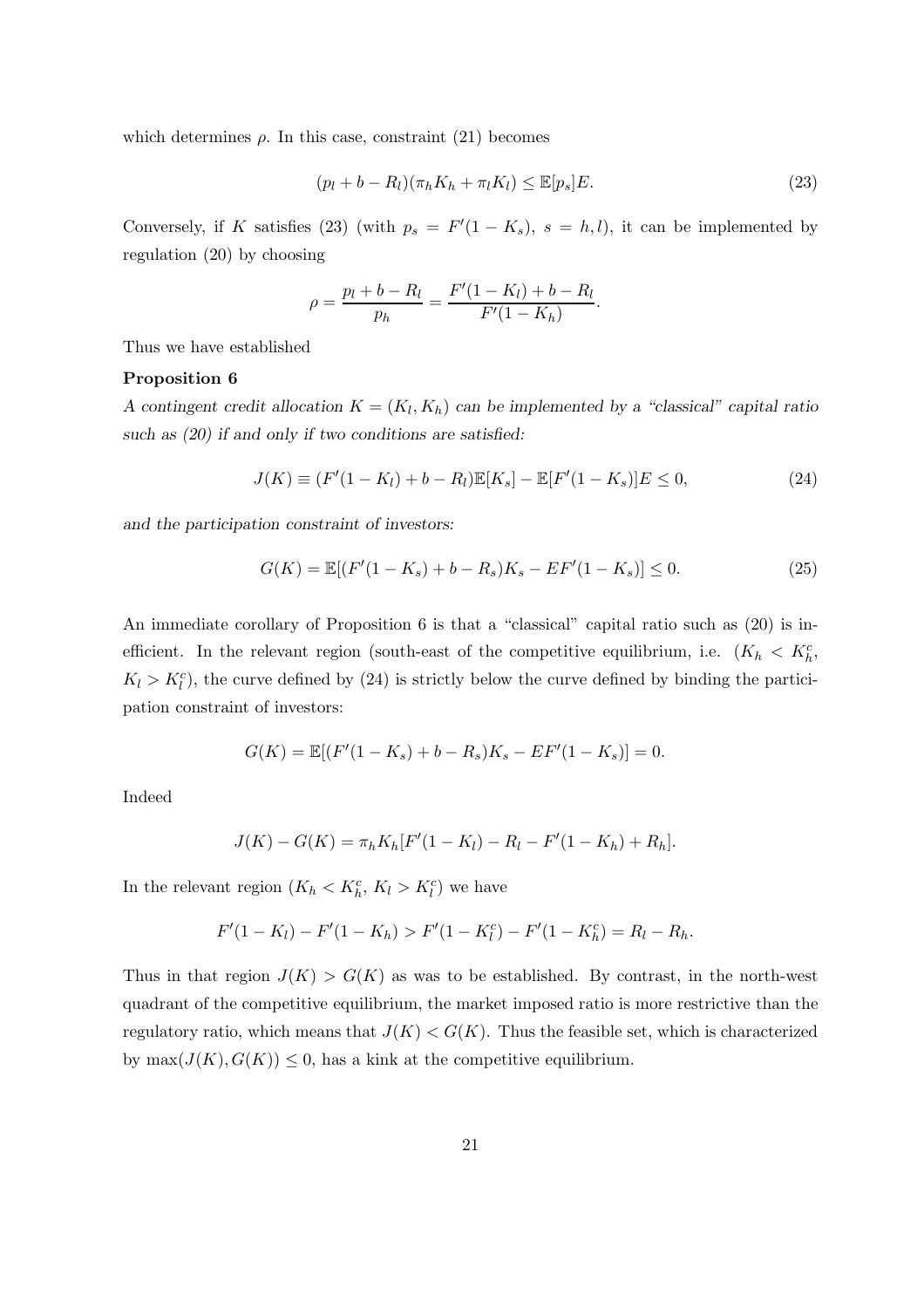which determines $\rho$. In this case, constraint (21) becomes

$$(p_l + b - R_l)(\pi_h K_h + \pi_l K_l) \leq \mathbb{E}[p_s]E. \tag{23}$$

Conversely, if $K$ satisfies (23) (with $p_s = F'(1 - K_s)$, $s = h, l$), it can be implemented by regulation (20) by choosing

$$\rho = \frac{p_l + b - R_l}{p_h} = \frac{F'(1 - K_l) + b - R_l}{F'(1 - K_h)}.$$

Thus we have established

**Proposition 6**

*A contingent credit allocation $K = (K_l, K_h)$ can be implemented by a "classical" capital ratio such as (20) if and only if two conditions are satisfied:*

$$J(K) \equiv (F'(1 - K_l) + b - R_l)\mathbb{E}[K_s] - \mathbb{E}[F'(1 - K_s)]E \leq 0, \tag{24}$$

*and the participation constraint of investors:*

$$G(K) = \mathbb{E}[(F'(1 - K_s) + b - R_s)K_s - EF'(1 - K_s)] \leq 0. \tag{25}$$

An immediate corollary of Proposition 6 is that a "classical" capital ratio such as (20) is inefficient. In the relevant region (south-east of the competitive equilibrium, i.e. $(K_h < K_h^c$, $K_l > K_l^c)$, the curve defined by (24) is strictly below the curve defined by binding the participation constraint of investors:

$$G(K) = \mathbb{E}[(F'(1 - K_s) + b - R_s)K_s - EF'(1 - K_s)] = 0.$$

Indeed

$$J(K) - G(K) = \pi_h K_h [F'(1 - K_l) - R_l - F'(1 - K_h) + R_h].$$

In the relevant region ($K_h < K_h^c$, $K_l > K_l^c$) we have

$$F'(1 - K_l) - F'(1 - K_h) > F'(1 - K_l^c) - F'(1 - K_h^c) = R_l - R_h.$$

Thus in that region $J(K) > G(K)$ as was to be established. By contrast, in the north-west quadrant of the competitive equilibrium, the market imposed ratio is more restrictive than the regulatory ratio, which means that $J(K) < G(K)$. Thus the feasible set, which is characterized by $\max(J(K), G(K)) \leq 0$, has a kink at the competitive equilibrium.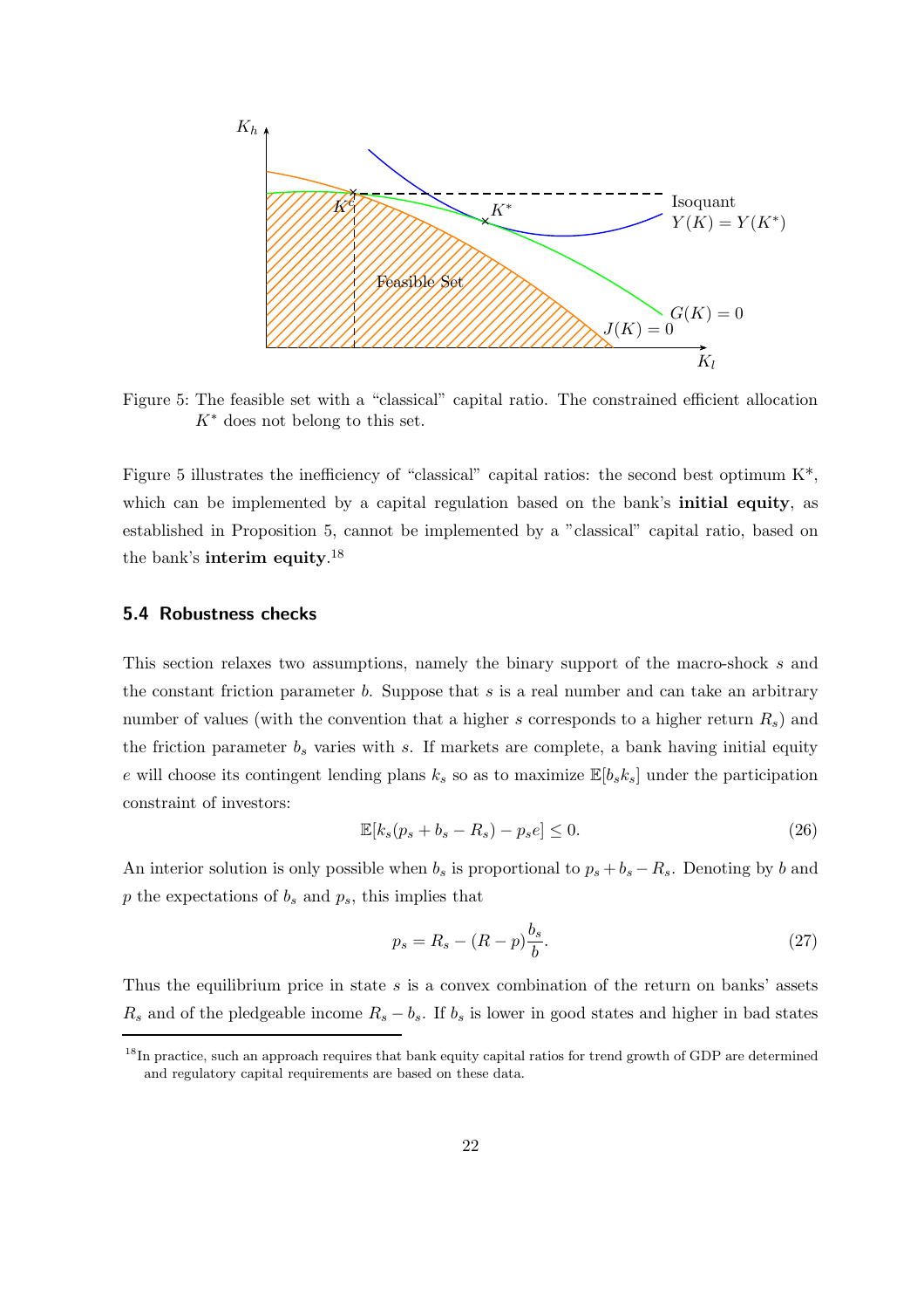Figure 5: The feasible set with a "classical" capital ratio. The constrained efficient allocation $K^*$ does not belong to this set.

Figure 5 illustrates the inefficiency of "classical" capital ratios: the second best optimum K*, which can be implemented by a capital regulation based on the bank's **initial equity**, as established in Proposition 5, cannot be implemented by a "classical" capital ratio, based on the bank's **interim equity**.[18]

### 5.4 Robustness checks

This section relaxes two assumptions, namely the binary support of the macro-shock $s$ and the constant friction parameter $b$. Suppose that $s$ is a real number and can take an arbitrary number of values (with the convention that a higher $s$ corresponds to a higher return $R_s$) and the friction parameter $b_s$ varies with $s$. If markets are complete, a bank having initial equity $e$ will choose its contingent lending plans $k_s$ so as to maximize $\mathbb{E}[b_s k_s]$ under the participation constraint of investors:

$$\mathbb{E}[k_s(p_s + b_s - R_s) - p_s e] \leq 0. \tag{26}$$

An interior solution is only possible when $b_s$ is proportional to $p_s + b_s - R_s$. Denoting by $b$ and $p$ the expectations of $b_s$ and $p_s$, this implies that

$$p_s = R_s - (R - p)\frac{b_s}{b}. \tag{27}$$

Thus the equilibrium price in state $s$ is a convex combination of the return on banks' assets $R_s$ and of the pledgeable income $R_s - b_s$. If $b_s$ is lower in good states and higher in bad states

[18] In practice, such an approach requires that bank equity capital ratios for trend growth of GDP are determined and regulatory capital requirements are based on these data.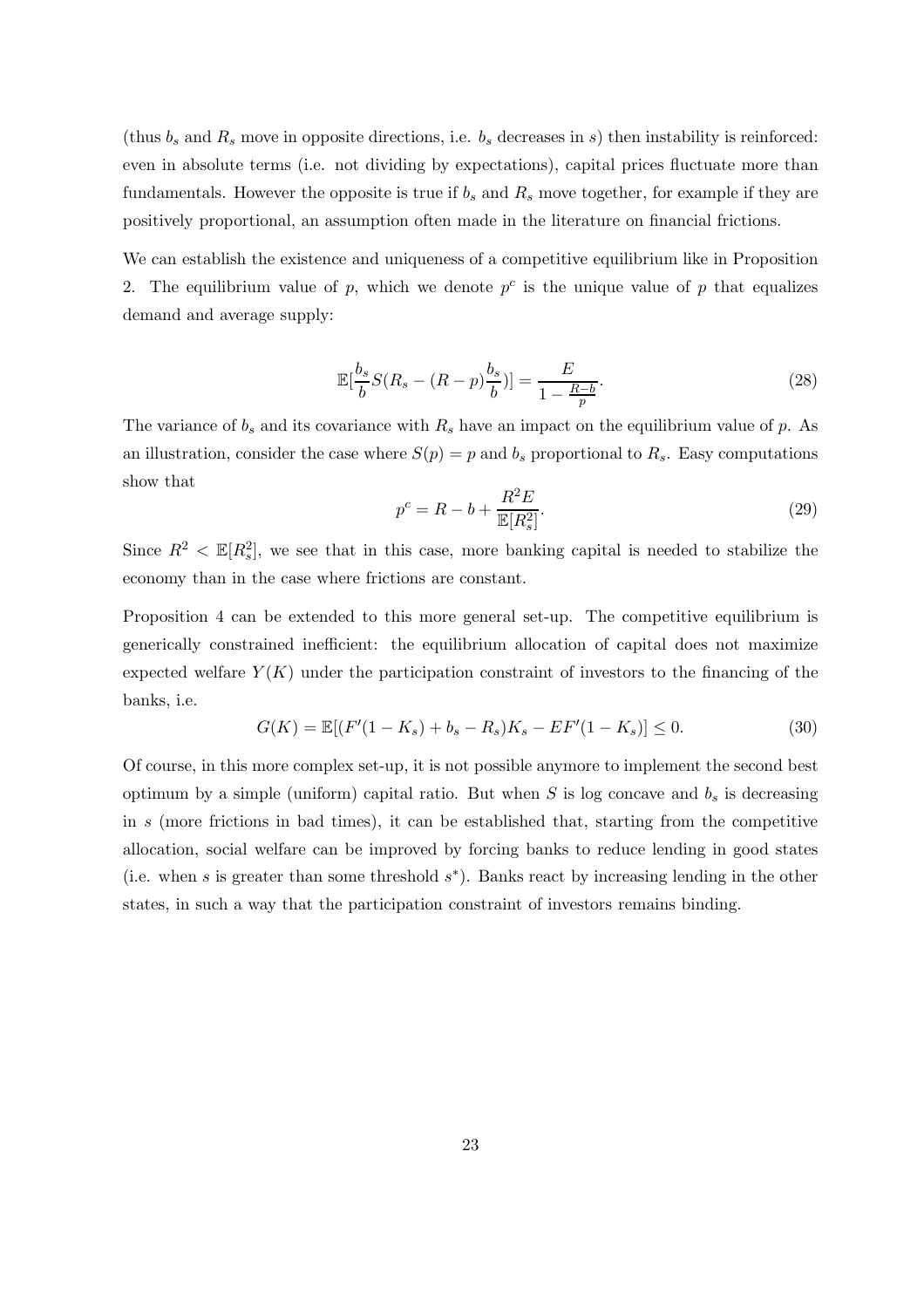(thus $b_s$ and $R_s$ move in opposite directions, i.e. $b_s$ decreases in $s$) then instability is reinforced: even in absolute terms (i.e. not dividing by expectations), capital prices fluctuate more than fundamentals. However the opposite is true if $b_s$ and $R_s$ move together, for example if they are positively proportional, an assumption often made in the literature on financial frictions.

We can establish the existence and uniqueness of a competitive equilibrium like in Proposition 2. The equilibrium value of $p$, which we denote $p^c$ is the unique value of $p$ that equalizes demand and average supply:

$$\mathbb{E}[\frac{b_s}{b}S(R_s - (R-p)\frac{b_s}{b})] = \frac{E}{1-\frac{R-b}{p}}. \tag{28}$$

The variance of $b_s$ and its covariance with $R_s$ have an impact on the equilibrium value of $p$. As an illustration, consider the case where $S(p) = p$ and $b_s$ proportional to $R_s$. Easy computations show that

$$p^c = R - b + \frac{R^2 E}{\mathbb{E}[R_s^2]}. \tag{29}$$

Since $R^2 < \mathbb{E}[R_s^2]$, we see that in this case, more banking capital is needed to stabilize the economy than in the case where frictions are constant.

Proposition 4 can be extended to this more general set-up. The competitive equilibrium is generically constrained inefficient: the equilibrium allocation of capital does not maximize expected welfare $Y(K)$ under the participation constraint of investors to the financing of the banks, i.e.

$$G(K) = \mathbb{E}[(F'(1-K_s) + b_s - R_s)K_s - EF'(1-K_s)] \leq 0. \tag{30}$$

Of course, in this more complex set-up, it is not possible anymore to implement the second best optimum by a simple (uniform) capital ratio. But when $S$ is log concave and $b_s$ is decreasing in $s$ (more frictions in bad times), it can be established that, starting from the competitive allocation, social welfare can be improved by forcing banks to reduce lending in good states (i.e. when $s$ is greater than some threshold $s^*$). Banks react by increasing lending in the other states, in such a way that the participation constraint of investors remains binding.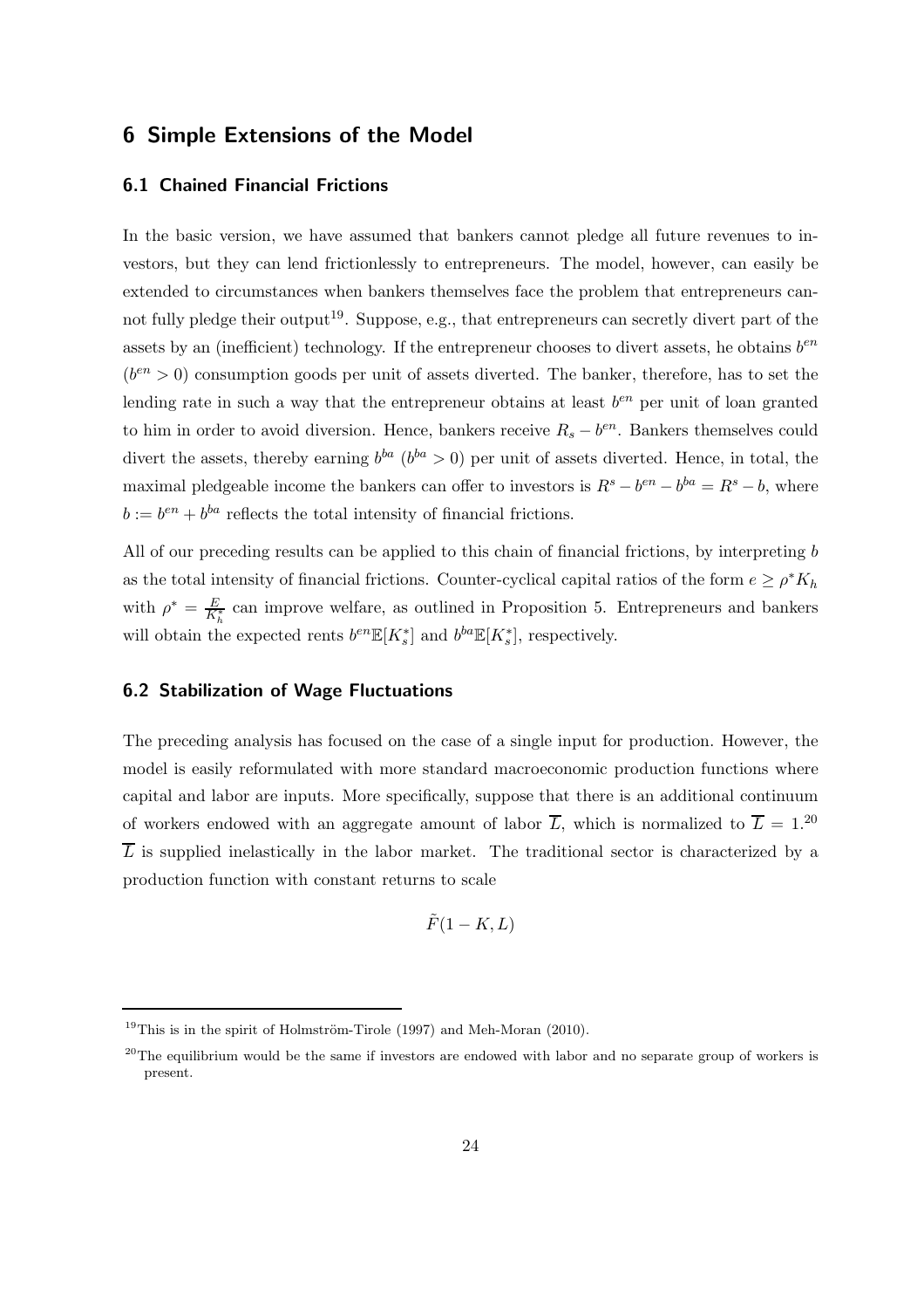## 6 Simple Extensions of the Model

### 6.1 Chained Financial Frictions

In the basic version, we have assumed that bankers cannot pledge all future revenues to investors, but they can lend frictionlessly to entrepreneurs. The model, however, can easily be extended to circumstances when bankers themselves face the problem that entrepreneurs cannot fully pledge their output[19]. Suppose, e.g., that entrepreneurs can secretly divert part of the assets by an (inefficient) technology. If the entrepreneur chooses to divert assets, he obtains $b^{en}$ ($b^{en} > 0$) consumption goods per unit of assets diverted. The banker, therefore, has to set the lending rate in such a way that the entrepreneur obtains at least $b^{en}$ per unit of loan granted to him in order to avoid diversion. Hence, bankers receive $R_s - b^{en}$. Bankers themselves could divert the assets, thereby earning $b^{ba}$ ($b^{ba} > 0$) per unit of assets diverted. Hence, in total, the maximal pledgeable income the bankers can offer to investors is $R^s - b^{en} - b^{ba} = R^s - b$, where $b := b^{en} + b^{ba}$ reflects the total intensity of financial frictions.

All of our preceding results can be applied to this chain of financial frictions, by interpreting $b$ as the total intensity of financial frictions. Counter-cyclical capital ratios of the form $e \geq \rho^* K_h$ with $\rho^* = \frac{E}{K_h^*}$ can improve welfare, as outlined in Proposition 5. Entrepreneurs and bankers will obtain the expected rents $b^{en}\mathbb{E}[K_s^*]$ and $b^{ba}\mathbb{E}[K_s^*]$, respectively.

### 6.2 Stabilization of Wage Fluctuations

The preceding analysis has focused on the case of a single input for production. However, the model is easily reformulated with more standard macroeconomic production functions where capital and labor are inputs. More specifically, suppose that there is an additional continuum of workers endowed with an aggregate amount of labor $\overline{L}$, which is normalized to $\overline{L} = 1$.[20] $\overline{L}$ is supplied inelastically in the labor market. The traditional sector is characterized by a production function with constant returns to scale

$$\tilde{F}(1 - K, L)$$

[19] This is in the spirit of Holmström-Tirole (1997) and Meh-Moran (2010).

[20] The equilibrium would be the same if investors are endowed with labor and no separate group of workers is present.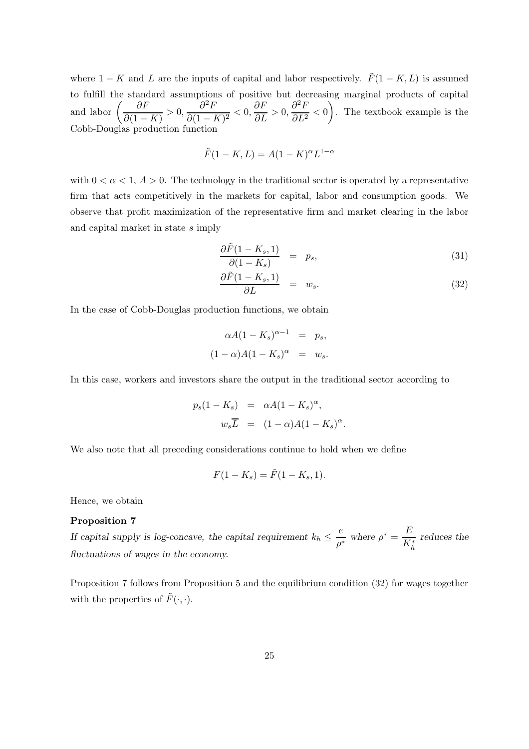where $1-K$ and $L$ are the inputs of capital and labor respectively. $\tilde{F}(1-K, L)$ is assumed to fulfill the standard assumptions of positive but decreasing marginal products of capital and labor $\left(\frac{\partial F}{\partial(1-K)} > 0, \frac{\partial^2 F}{\partial(1-K)^2} < 0, \frac{\partial F}{\partial L} > 0, \frac{\partial^2 F}{\partial L^2} < 0\right)$. The textbook example is the Cobb-Douglas production function

$$\tilde{F}(1-K, L) = A(1-K)^{\alpha} L^{1-\alpha}$$

with $0 < \alpha < 1$, $A > 0$. The technology in the traditional sector is operated by a representative firm that acts competitively in the markets for capital, labor and consumption goods. We observe that profit maximization of the representative firm and market clearing in the labor and capital market in state $s$ imply

$$\frac{\partial \tilde{F}(1-K_s, 1)}{\partial(1-K_s)} = p_s, \tag{31}$$

$$\frac{\partial \tilde{F}(1-K_s, 1)}{\partial L} = w_s. \tag{32}$$

In the case of Cobb-Douglas production functions, we obtain

$$\alpha A(1-K_s)^{\alpha-1} = p_s,$$

$$(1-\alpha)A(1-K_s)^{\alpha} = w_s.$$

In this case, workers and investors share the output in the traditional sector according to

$$p_s(1-K_s) = \alpha A(1-K_s)^{\alpha},$$

$$w_s\overline{L} = (1-\alpha)A(1-K_s)^{\alpha}.$$

We also note that all preceding considerations continue to hold when we define

$$F(1-K_s) = \tilde{F}(1-K_s, 1).$$

Hence, we obtain

**Proposition 7**

*If capital supply is log-concave, the capital requirement $k_h \leq \frac{e}{\rho^*}$ where $\rho^* = \frac{E}{K_h^*}$ reduces the fluctuations of wages in the economy.*

Proposition 7 follows from Proposition 5 and the equilibrium condition (32) for wages together with the properties of $\tilde{F}(\cdot, \cdot)$.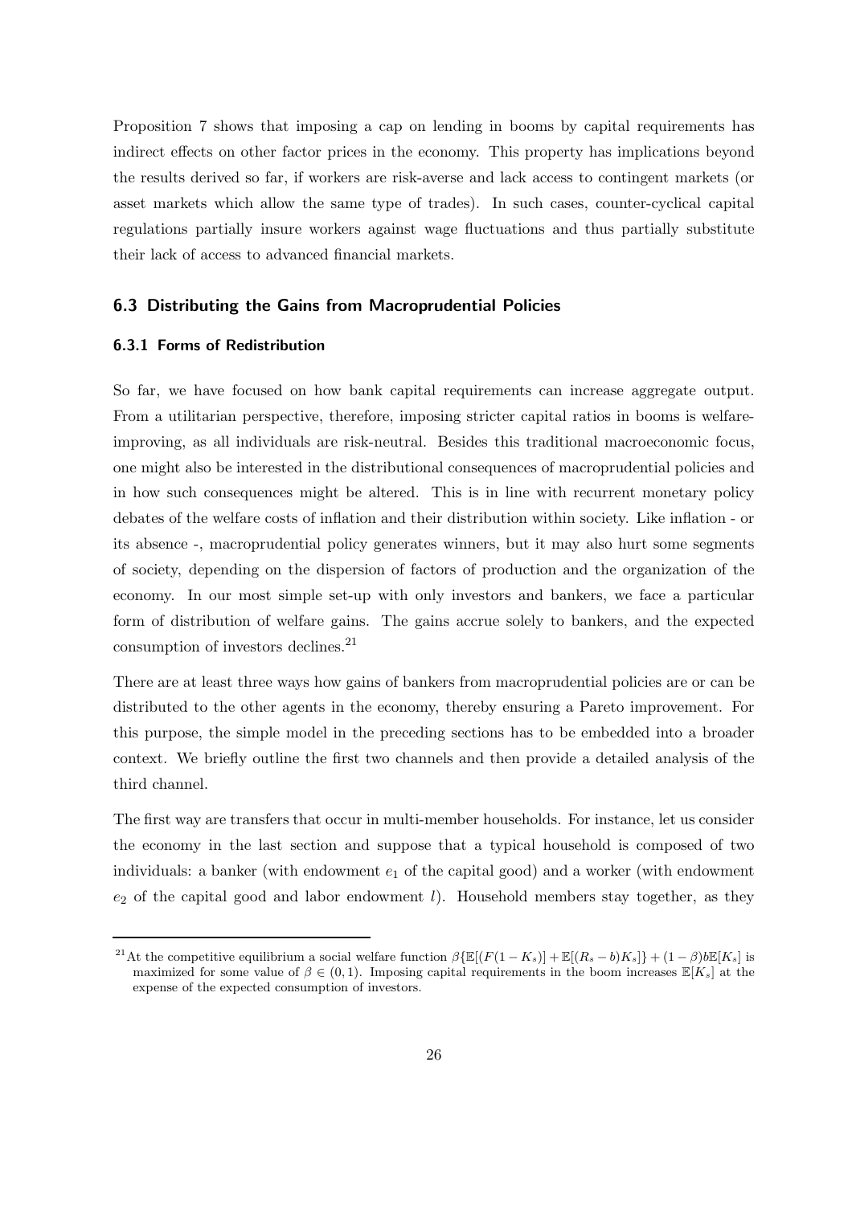Proposition 7 shows that imposing a cap on lending in booms by capital requirements has indirect effects on other factor prices in the economy. This property has implications beyond the results derived so far, if workers are risk-averse and lack access to contingent markets (or asset markets which allow the same type of trades). In such cases, counter-cyclical capital regulations partially insure workers against wage fluctuations and thus partially substitute their lack of access to advanced financial markets.

### 6.3 Distributing the Gains from Macroprudential Policies

#### 6.3.1 Forms of Redistribution

So far, we have focused on how bank capital requirements can increase aggregate output. From a utilitarian perspective, therefore, imposing stricter capital ratios in booms is welfare-improving, as all individuals are risk-neutral. Besides this traditional macroeconomic focus, one might also be interested in the distributional consequences of macroprudential policies and in how such consequences might be altered. This is in line with recurrent monetary policy debates of the welfare costs of inflation and their distribution within society. Like inflation - or its absence -, macroprudential policy generates winners, but it may also hurt some segments of society, depending on the dispersion of factors of production and the organization of the economy. In our most simple set-up with only investors and bankers, we face a particular form of distribution of welfare gains. The gains accrue solely to bankers, and the expected consumption of investors declines.[21]

There are at least three ways how gains of bankers from macroprudential policies are or can be distributed to the other agents in the economy, thereby ensuring a Pareto improvement. For this purpose, the simple model in the preceding sections has to be embedded into a broader context. We briefly outline the first two channels and then provide a detailed analysis of the third channel.

The first way are transfers that occur in multi-member households. For instance, let us consider the economy in the last section and suppose that a typical household is composed of two individuals: a banker (with endowment $e_1$ of the capital good) and a worker (with endowment $e_2$ of the capital good and labor endowment $l$). Household members stay together, as they

[21] At the competitive equilibrium a social welfare function $\beta\{\mathbb{E}[(F(1-K_s)] + \mathbb{E}[(R_s - b)K_s]\} + (1-\beta)b\mathbb{E}[K_s]$ is maximized for some value of $\beta \in (0,1)$. Imposing capital requirements in the boom increases $\mathbb{E}[K_s]$ at the expense of the expected consumption of investors.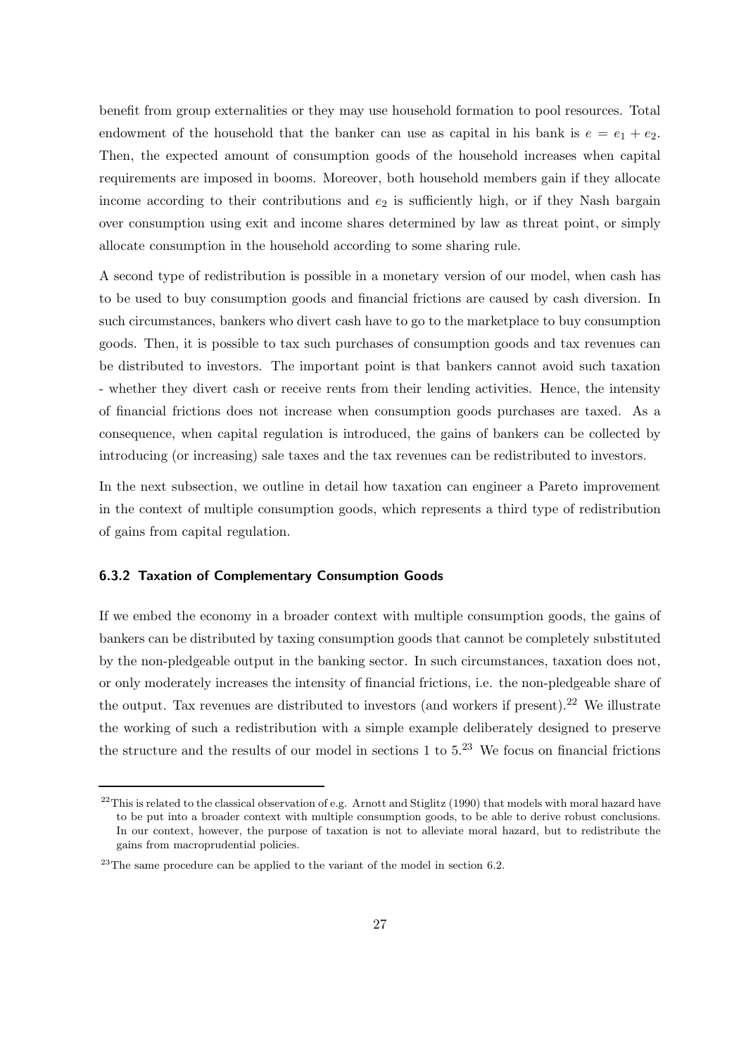benefit from group externalities or they may use household formation to pool resources. Total endowment of the household that the banker can use as capital in his bank is $e = e_1 + e_2$. Then, the expected amount of consumption goods of the household increases when capital requirements are imposed in booms. Moreover, both household members gain if they allocate income according to their contributions and $e_2$ is sufficiently high, or if they Nash bargain over consumption using exit and income shares determined by law as threat point, or simply allocate consumption in the household according to some sharing rule.

A second type of redistribution is possible in a monetary version of our model, when cash has to be used to buy consumption goods and financial frictions are caused by cash diversion. In such circumstances, bankers who divert cash have to go to the marketplace to buy consumption goods. Then, it is possible to tax such purchases of consumption goods and tax revenues can be distributed to investors. The important point is that bankers cannot avoid such taxation - whether they divert cash or receive rents from their lending activities. Hence, the intensity of financial frictions does not increase when consumption goods purchases are taxed. As a consequence, when capital regulation is introduced, the gains of bankers can be collected by introducing (or increasing) sale taxes and the tax revenues can be redistributed to investors.

In the next subsection, we outline in detail how taxation can engineer a Pareto improvement in the context of multiple consumption goods, which represents a third type of redistribution of gains from capital regulation.

### 6.3.2 Taxation of Complementary Consumption Goods

If we embed the economy in a broader context with multiple consumption goods, the gains of bankers can be distributed by taxing consumption goods that cannot be completely substituted by the non-pledgeable output in the banking sector. In such circumstances, taxation does not, or only moderately increases the intensity of financial frictions, i.e. the non-pledgeable share of the output. Tax revenues are distributed to investors (and workers if present).[22] We illustrate the working of such a redistribution with a simple example deliberately designed to preserve the structure and the results of our model in sections 1 to 5.[23] We focus on financial frictions

[22] This is related to the classical observation of e.g. Arnott and Stiglitz (1990) that models with moral hazard have to be put into a broader context with multiple consumption goods, to be able to derive robust conclusions. In our context, however, the purpose of taxation is not to alleviate moral hazard, but to redistribute the gains from macroprudential policies.

[23] The same procedure can be applied to the variant of the model in section 6.2.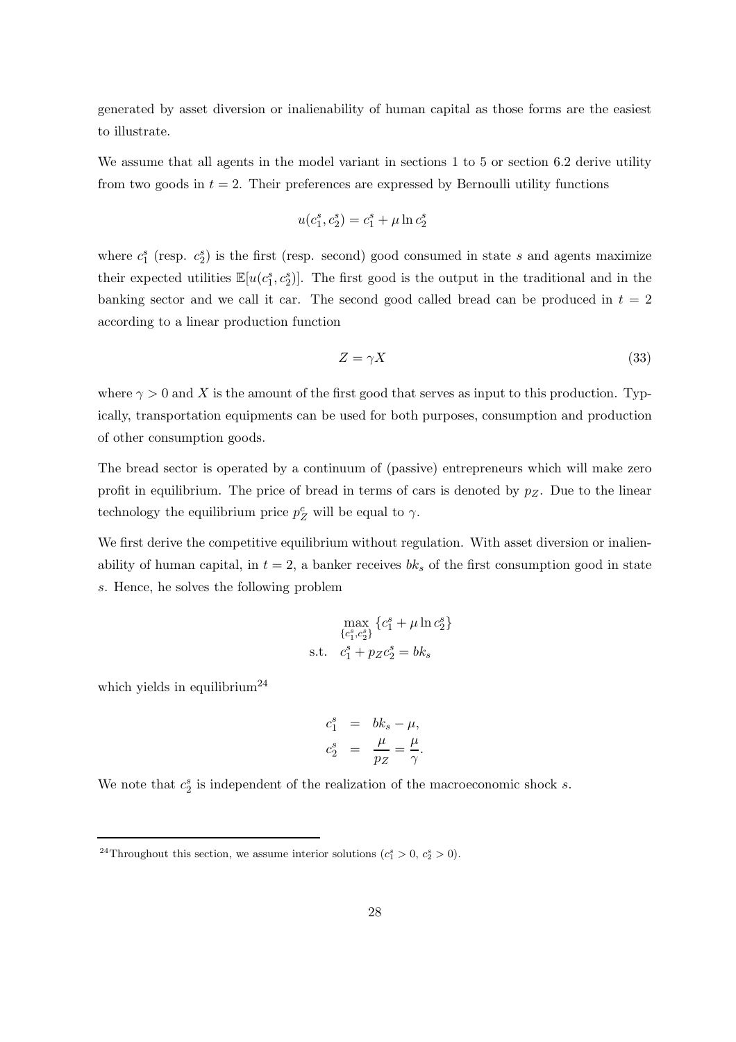generated by asset diversion or inalienability of human capital as those forms are the easiest to illustrate.

We assume that all agents in the model variant in sections 1 to 5 or section 6.2 derive utility from two goods in $t = 2$. Their preferences are expressed by Bernoulli utility functions

$$u(c_1^s, c_2^s) = c_1^s + \mu \ln c_2^s$$

where $c_1^s$ (resp. $c_2^s$) is the first (resp. second) good consumed in state $s$ and agents maximize their expected utilities $\mathbb{E}[u(c_1^s, c_2^s)]$. The first good is the output in the traditional and in the banking sector and we call it car. The second good called bread can be produced in $t = 2$ according to a linear production function

$$Z = \gamma X \tag{33}$$

where $\gamma > 0$ and $X$ is the amount of the first good that serves as input to this production. Typically, transportation equipments can be used for both purposes, consumption and production of other consumption goods.

The bread sector is operated by a continuum of (passive) entrepreneurs which will make zero profit in equilibrium. The price of bread in terms of cars is denoted by $p_Z$. Due to the linear technology the equilibrium price $p_Z^c$ will be equal to $\gamma$.

We first derive the competitive equilibrium without regulation. With asset diversion or inalienability of human capital, in $t = 2$, a banker receives $bk_s$ of the first consumption good in state $s$. Hence, he solves the following problem

$$\max_{\{c_1^s, c_2^s\}} \{c_1^s + \mu \ln c_2^s\}$$
$$\text{s.t.} \quad c_1^s + p_Z c_2^s = bk_s$$

which yields in equilibrium[24]

$$\begin{aligned} c_1^s &= bk_s - \mu, \\ c_2^s &= \frac{\mu}{p_Z} = \frac{\mu}{\gamma}. \end{aligned}$$

We note that $c_2^s$ is independent of the realization of the macroeconomic shock $s$.

[24]Throughout this section, we assume interior solutions ($c_1^s > 0$, $c_2^s > 0$).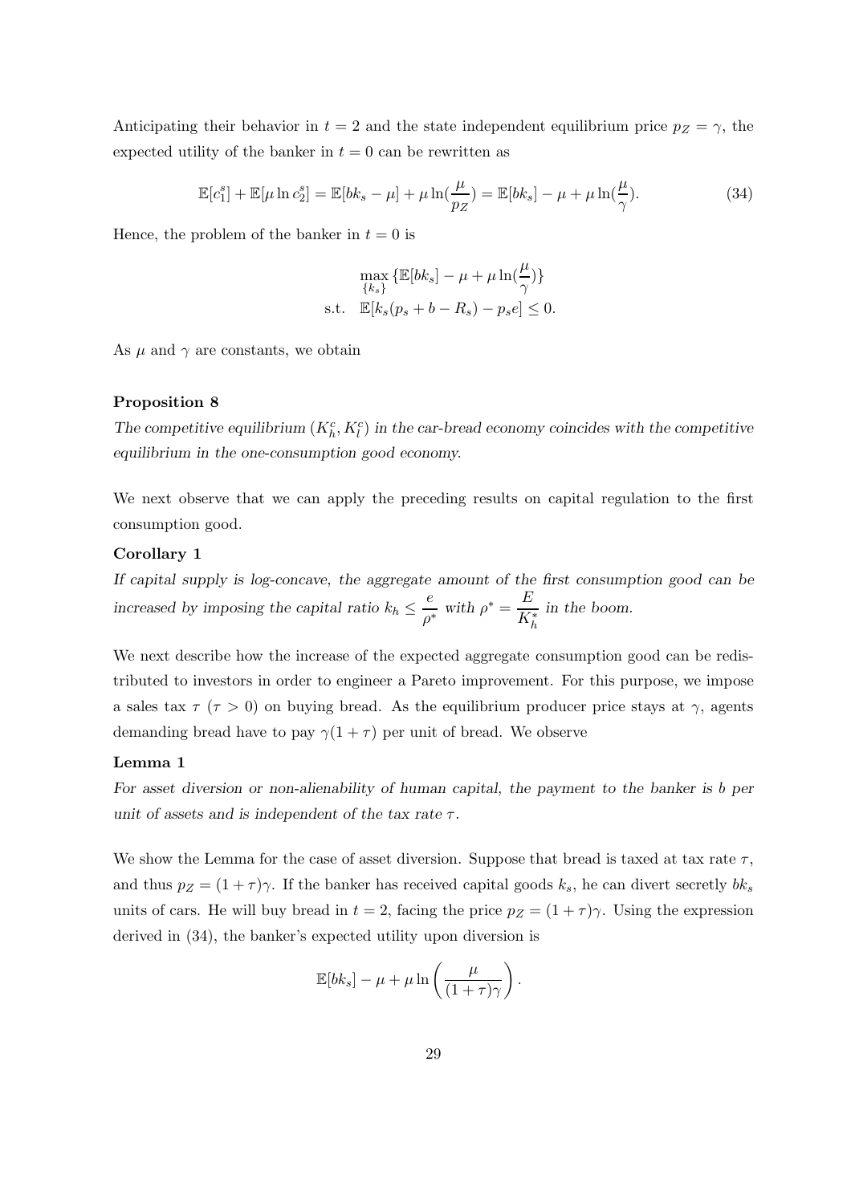Anticipating their behavior in $t = 2$ and the state independent equilibrium price $p_Z = \gamma$, the expected utility of the banker in $t = 0$ can be rewritten as

$$\mathbb{E}[c_1^s] + \mathbb{E}[\mu \ln c_2^s] = \mathbb{E}[bk_s - \mu] + \mu \ln(\frac{\mu}{p_Z}) = \mathbb{E}[bk_s] - \mu + \mu \ln(\frac{\mu}{\gamma}). \tag{34}$$

Hence, the problem of the banker in $t = 0$ is

$$\max_{\{k_s\}} \{\mathbb{E}[bk_s] - \mu + \mu \ln(\frac{\mu}{\gamma})\}$$
$$\text{s.t.} \quad \mathbb{E}[k_s(p_s + b - R_s) - p_s e] \leq 0.$$

As $\mu$ and $\gamma$ are constants, we obtain

**Proposition 8**

*The competitive equilibrium $(K_h^c, K_l^c)$ in the car-bread economy coincides with the competitive equilibrium in the one-consumption good economy.*

We next observe that we can apply the preceding results on capital regulation to the first consumption good.

**Corollary 1**

*If capital supply is log-concave, the aggregate amount of the first consumption good can be increased by imposing the capital ratio $k_h \leq \frac{e}{\rho^*}$ with $\rho^* = \frac{E}{K_h^*}$ in the boom.*

We next describe how the increase of the expected aggregate consumption good can be redistributed to investors in order to engineer a Pareto improvement. For this purpose, we impose a sales tax $\tau$ ($\tau > 0$) on buying bread. As the equilibrium producer price stays at $\gamma$, agents demanding bread have to pay $\gamma(1 + \tau)$ per unit of bread. We observe

**Lemma 1**

*For asset diversion or non-alienability of human capital, the payment to the banker is $b$ per unit of assets and is independent of the tax rate $\tau$.*

We show the Lemma for the case of asset diversion. Suppose that bread is taxed at tax rate $\tau$, and thus $p_Z = (1 + \tau)\gamma$. If the banker has received capital goods $k_s$, he can divert secretly $bk_s$ units of cars. He will buy bread in $t = 2$, facing the price $p_Z = (1 + \tau)\gamma$. Using the expression derived in (34), the banker's expected utility upon diversion is

$$\mathbb{E}[bk_s] - \mu + \mu \ln\left(\frac{\mu}{(1 + \tau)\gamma}\right).$$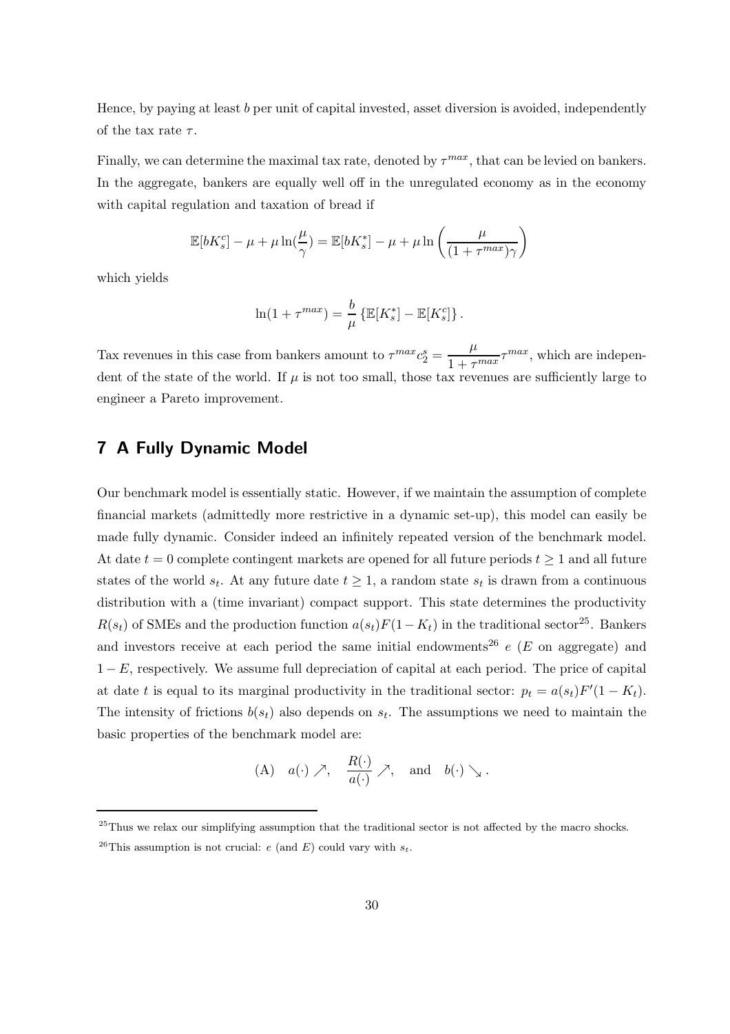Hence, by paying at least $b$ per unit of capital invested, asset diversion is avoided, independently of the tax rate $\tau$.

Finally, we can determine the maximal tax rate, denoted by $\tau^{max}$, that can be levied on bankers. In the aggregate, bankers are equally well off in the unregulated economy as in the economy with capital regulation and taxation of bread if

$$\mathbb{E}[bK_s^c] - \mu + \mu \ln(\frac{\mu}{\gamma}) = \mathbb{E}[bK_s^*] - \mu + \mu \ln\left(\frac{\mu}{(1+\tau^{max})\gamma}\right)$$

which yields

$$\ln(1+\tau^{max}) = \frac{b}{\mu}\left\{\mathbb{E}[K_s^*] - \mathbb{E}[K_s^c]\right\}.$$

Tax revenues in this case from bankers amount to $\tau^{max} c_2^s = \dfrac{\mu}{1+\tau^{max}}\tau^{max}$, which are independent of the state of the world. If $\mu$ is not too small, those tax revenues are sufficiently large to engineer a Pareto improvement.

## 7 A Fully Dynamic Model

Our benchmark model is essentially static. However, if we maintain the assumption of complete financial markets (admittedly more restrictive in a dynamic set-up), this model can easily be made fully dynamic. Consider indeed an infinitely repeated version of the benchmark model. At date $t = 0$ complete contingent markets are opened for all future periods $t \geq 1$ and all future states of the world $s_t$. At any future date $t \geq 1$, a random state $s_t$ is drawn from a continuous distribution with a (time invariant) compact support. This state determines the productivity $R(s_t)$ of SMEs and the production function $a(s_t)F(1-K_t)$ in the traditional sector[25]. Bankers and investors receive at each period the same initial endowments[26] $e$ ($E$ on aggregate) and $1-E$, respectively. We assume full depreciation of capital at each period. The price of capital at date $t$ is equal to its marginal productivity in the traditional sector: $p_t = a(s_t)F'(1-K_t)$. The intensity of frictions $b(s_t)$ also depends on $s_t$. The assumptions we need to maintain the basic properties of the benchmark model are:

$$\text{(A)} \quad a(\cdot) \nearrow, \quad \frac{R(\cdot)}{a(\cdot)} \nearrow, \quad \text{and} \quad b(\cdot) \searrow.$$

[25] Thus we relax our simplifying assumption that the traditional sector is not affected by the macro shocks.

[26] This assumption is not crucial: $e$ (and $E$) could vary with $s_t$.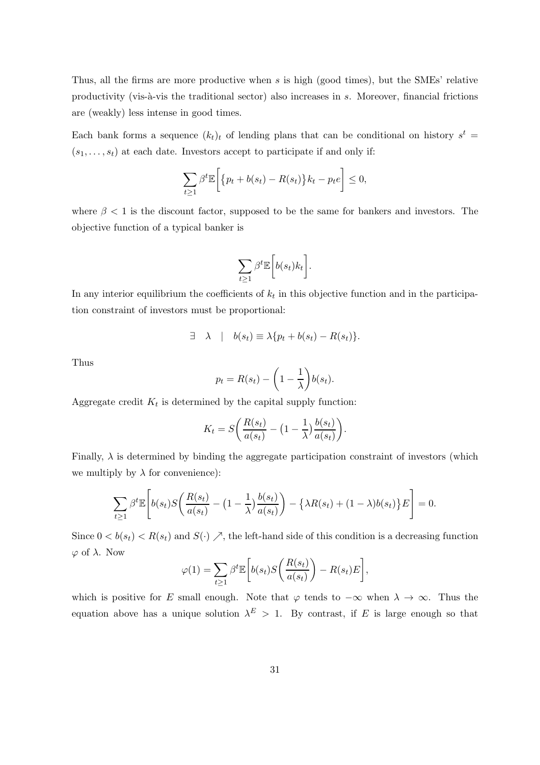Thus, all the firms are more productive when $s$ is high (good times), but the SMEs' relative productivity (vis-à-vis the traditional sector) also increases in $s$. Moreover, financial frictions are (weakly) less intense in good times.

Each bank forms a sequence $(k_t)_t$ of lending plans that can be conditional on history $s^t = (s_1, \ldots, s_t)$ at each date. Investors accept to participate if and only if:

$$\sum_{t\geq 1} \beta^t \mathbb{E}\bigg[\big\{p_t + b(s_t) - R(s_t)\big\}k_t - p_t e\bigg] \leq 0,$$

where $\beta < 1$ is the discount factor, supposed to be the same for bankers and investors. The objective function of a typical banker is

$$\sum_{t\geq 1} \beta^t \mathbb{E}\bigg[b(s_t)k_t\bigg].$$

In any interior equilibrium the coefficients of $k_t$ in this objective function and in the participation constraint of investors must be proportional:

$$\exists \quad \lambda \quad | \quad b(s_t) \equiv \lambda\{p_t + b(s_t) - R(s_t)\}.$$

Thus

$$p_t = R(s_t) - \left(1 - \frac{1}{\lambda}\right)b(s_t).$$

Aggregate credit $K_t$ is determined by the capital supply function:

$$K_t = S\bigg(\frac{R(s_t)}{a(s_t)} - \big(1 - \frac{1}{\lambda}\big)\frac{b(s_t)}{a(s_t)}\bigg).$$

Finally, $\lambda$ is determined by binding the aggregate participation constraint of investors (which we multiply by $\lambda$ for convenience):

$$\sum_{t\geq 1} \beta^t \mathbb{E}\Bigg[b(s_t)S\bigg(\frac{R(s_t)}{a(s_t)} - \big(1 - \frac{1}{\lambda}\big)\frac{b(s_t)}{a(s_t)}\bigg) - \big\{\lambda R(s_t) + (1-\lambda)b(s_t)\big\}E\Bigg] = 0.$$

Since $0 < b(s_t) < R(s_t)$ and $S(\cdot) \nearrow$, the left-hand side of this condition is a decreasing function $\varphi$ of $\lambda$. Now

$$\varphi(1) = \sum_{t\geq 1} \beta^t \mathbb{E}\bigg[b(s_t)S\bigg(\frac{R(s_t)}{a(s_t)}\bigg) - R(s_t)E\bigg],$$

which is positive for $E$ small enough. Note that $\varphi$ tends to $-\infty$ when $\lambda \to \infty$. Thus the equation above has a unique solution $\lambda^E > 1$. By contrast, if $E$ is large enough so that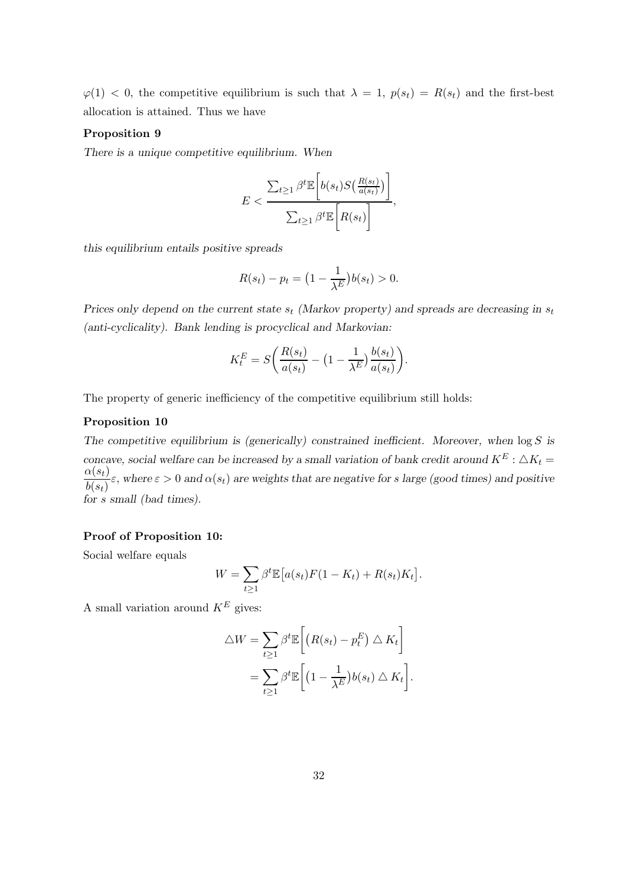$\varphi(1) < 0$, the competitive equilibrium is such that $\lambda = 1$, $p(s_t) = R(s_t)$ and the first-best allocation is attained. Thus we have

**Proposition 9**

*There is a unique competitive equilibrium. When*

$$E < \frac{\sum_{t\geq 1} \beta^t \mathbb{E}\Big[b(s_t) S\big(\frac{R(s_t)}{a(s_t)}\big)\Big]}{\sum_{t\geq 1} \beta^t \mathbb{E}\Big[R(s_t)\Big]},$$

*this equilibrium entails positive spreads*

$$R(s_t) - p_t = \big(1 - \frac{1}{\lambda^E}\big) b(s_t) > 0.$$

*Prices only depend on the current state $s_t$ (Markov property) and spreads are decreasing in $s_t$ (anti-cyclicality). Bank lending is procyclical and Markovian:*

$$K_t^E = S\bigg(\frac{R(s_t)}{a(s_t)} - \big(1 - \frac{1}{\lambda^E}\big)\frac{b(s_t)}{a(s_t)}\bigg).$$

The property of generic inefficiency of the competitive equilibrium still holds:

**Proposition 10**

*The competitive equilibrium is (generically) constrained inefficient. Moreover, when $\log S$ is concave, social welfare can be increased by a small variation of bank credit around $K^E : \triangle K_t = \dfrac{\alpha(s_t)}{b(s_t)}\varepsilon$, where $\varepsilon > 0$ and $\alpha(s_t)$ are weights that are negative for $s$ large (good times) and positive for $s$ small (bad times).*

**Proof of Proposition 10:**

Social welfare equals

$$W = \sum_{t\geq 1} \beta^t \mathbb{E}\big[a(s_t) F(1 - K_t) + R(s_t) K_t\big].$$

A small variation around $K^E$ gives:

$$\begin{aligned}
\triangle W &= \sum_{t\geq 1} \beta^t \mathbb{E}\Big[\big(R(s_t) - p_t^E\big) \triangle K_t\Big] \\
&= \sum_{t\geq 1} \beta^t \mathbb{E}\Big[\big(1 - \frac{1}{\lambda^E}\big) b(s_t) \triangle K_t\Big].
\end{aligned}$$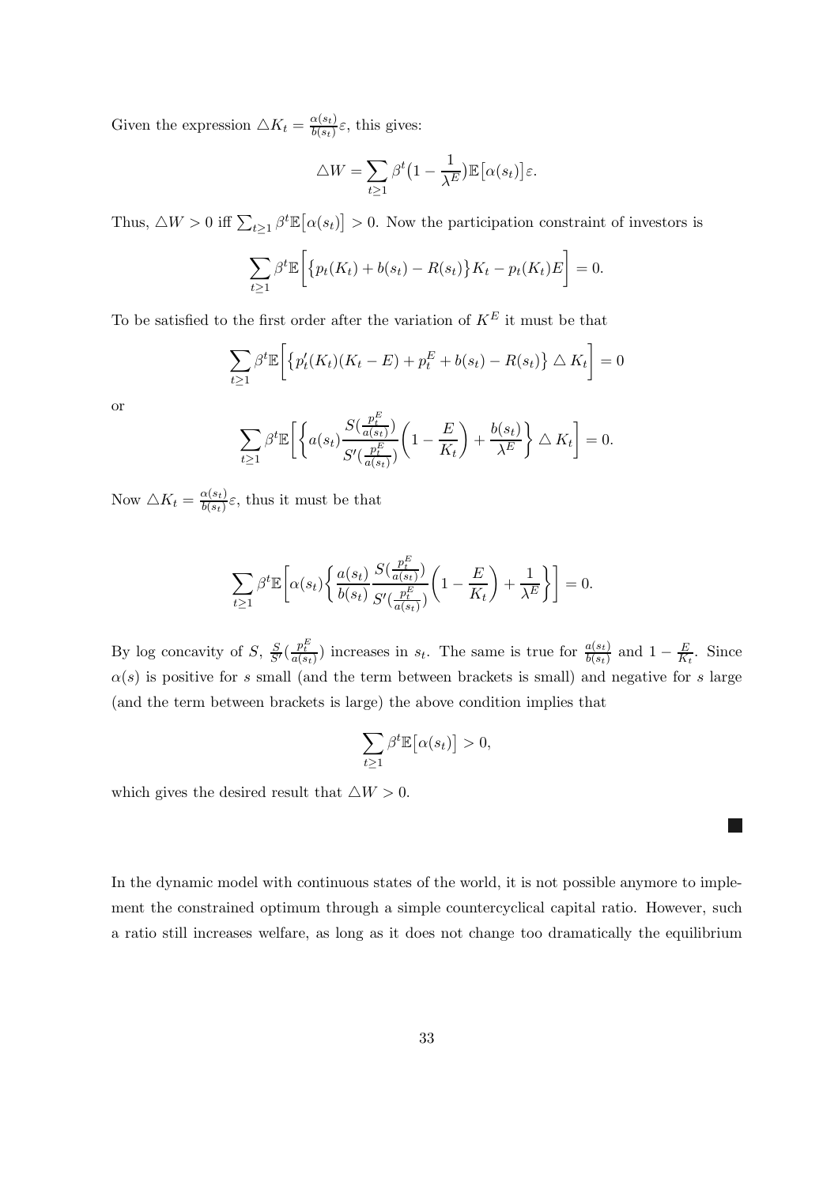Given the expression $\triangle K_t = \frac{\alpha(s_t)}{b(s_t)}\varepsilon$, this gives:

$$\triangle W = \sum_{t\geq 1} \beta^t \big(1 - \frac{1}{\lambda^E}\big)\mathbb{E}\big[\alpha(s_t)\big]\varepsilon.$$

Thus, $\triangle W > 0$ iff $\sum_{t\geq 1} \beta^t \mathbb{E}\big[\alpha(s_t)\big] > 0$. Now the participation constraint of investors is

$$\sum_{t\geq 1} \beta^t \mathbb{E}\bigg[\big\{p_t(K_t) + b(s_t) - R(s_t)\big\}K_t - p_t(K_t)E\bigg] = 0.$$

To be satisfied to the first order after the variation of $K^E$ it must be that

$$\sum_{t\geq 1} \beta^t \mathbb{E}\bigg[\big\{p_t'(K_t)(K_t - E) + p_t^E + b(s_t) - R(s_t)\big\} \triangle K_t\bigg] = 0$$

or

$$\sum_{t\geq 1} \beta^t \mathbb{E}\bigg[\bigg\{a(s_t)\frac{S(\frac{p_t^E}{a(s_t)})}{S'(\frac{p_t^E}{a(s_t)})}\bigg(1 - \frac{E}{K_t}\bigg) + \frac{b(s_t)}{\lambda^E}\bigg\} \triangle K_t\bigg] = 0.$$

Now $\triangle K_t = \frac{\alpha(s_t)}{b(s_t)}\varepsilon$, thus it must be that

$$\sum_{t\geq 1} \beta^t \mathbb{E}\bigg[\alpha(s_t)\bigg\{\frac{a(s_t)}{b(s_t)}\frac{S(\frac{p_t^E}{a(s_t)})}{S'(\frac{p_t^E}{a(s_t)})}\bigg(1 - \frac{E}{K_t}\bigg) + \frac{1}{\lambda^E}\bigg\}\bigg] = 0.$$

By log concavity of $S$, $\frac{S}{S'}(\frac{p_t^E}{a(s_t)})$ increases in $s_t$. The same is true for $\frac{a(s_t)}{b(s_t)}$ and $1 - \frac{E}{K_t}$. Since $\alpha(s)$ is positive for $s$ small (and the term between brackets is small) and negative for $s$ large (and the term between brackets is large) the above condition implies that

$$\sum_{t\geq 1} \beta^t \mathbb{E}\big[\alpha(s_t)\big] > 0,$$

which gives the desired result that $\triangle W > 0$.

■

In the dynamic model with continuous states of the world, it is not possible anymore to implement the constrained optimum through a simple countercyclical capital ratio. However, such a ratio still increases welfare, as long as it does not change too dramatically the equilibrium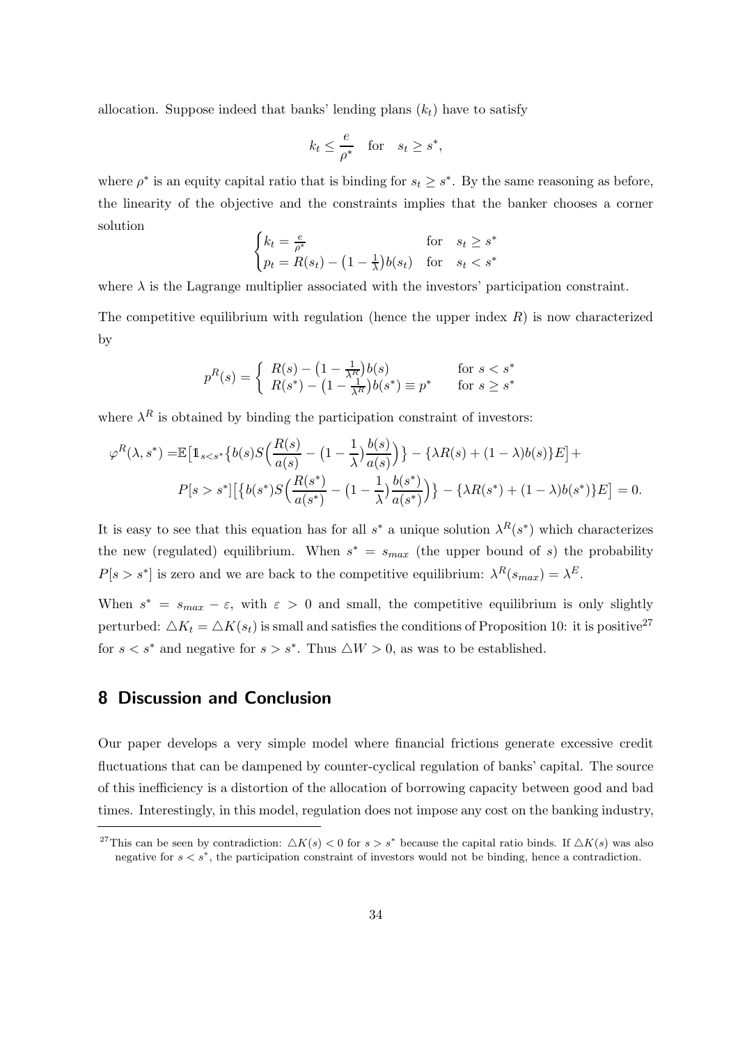allocation. Suppose indeed that banks' lending plans ($k_t$) have to satisfy

$$k_t \leq \frac{e}{\rho^*} \quad \text{for} \quad s_t \geq s^*,$$

where $\rho^*$ is an equity capital ratio that is binding for $s_t \geq s^*$. By the same reasoning as before, the linearity of the objective and the constraints implies that the banker chooses a corner solution

$$\begin{cases} k_t = \frac{e}{\rho^*} & \text{for} \quad s_t \geq s^* \\ p_t = R(s_t) - \left(1 - \frac{1}{\lambda}\right) b(s_t) & \text{for} \quad s_t < s^* \end{cases}$$

where $\lambda$ is the Lagrange multiplier associated with the investors' participation constraint.

The competitive equilibrium with regulation (hence the upper index $R$) is now characterized by

$$p^R(s) = \begin{cases} R(s) - \left(1 - \frac{1}{\lambda^R}\right) b(s) & \text{for } s < s^* \\ R(s^*) - \left(1 - \frac{1}{\lambda^R}\right) b(s^*) \equiv p^* & \text{for } s \geq s^* \end{cases}$$

where $\lambda^R$ is obtained by binding the participation constraint of investors:

$$\begin{aligned} \varphi^R(\lambda, s^*) =& \mathbb{E}\big[\mathbb{1}_{s<s^*}\big\{b(s) S\Big(\frac{R(s)}{a(s)} - \big(1 - \frac{1}{\lambda}\big)\frac{b(s)}{a(s)}\Big)\big\} - \{\lambda R(s) + (1-\lambda) b(s)\} E\big] + \\ & P[s > s^*]\big[\big\{b(s^*) S\Big(\frac{R(s^*)}{a(s^*)} - \big(1 - \frac{1}{\lambda}\big)\frac{b(s^*)}{a(s^*)}\Big)\big\} - \{\lambda R(s^*) + (1-\lambda) b(s^*)\} E\big] = 0. \end{aligned}$$

It is easy to see that this equation has for all $s^*$ a unique solution $\lambda^R(s^*)$ which characterizes the new (regulated) equilibrium. When $s^* = s_{max}$ (the upper bound of $s$) the probability $P[s > s^*]$ is zero and we are back to the competitive equilibrium: $\lambda^R(s_{max}) = \lambda^E$.

When $s^* = s_{max} - \varepsilon$, with $\varepsilon > 0$ and small, the competitive equilibrium is only slightly perturbed: $\triangle K_t = \triangle K(s_t)$ is small and satisfies the conditions of Proposition 10: it is positive[27] for $s < s^*$ and negative for $s > s^*$. Thus $\triangle W > 0$, as was to be established.

## 8 Discussion and Conclusion

Our paper develops a very simple model where financial frictions generate excessive credit fluctuations that can be dampened by counter-cyclical regulation of banks' capital. The source of this inefficiency is a distortion of the allocation of borrowing capacity between good and bad times. Interestingly, in this model, regulation does not impose any cost on the banking industry,

[27] This can be seen by contradiction: $\triangle K(s) < 0$ for $s > s^*$ because the capital ratio binds. If $\triangle K(s)$ was also negative for $s < s^*$, the participation constraint of investors would not be binding, hence a contradiction.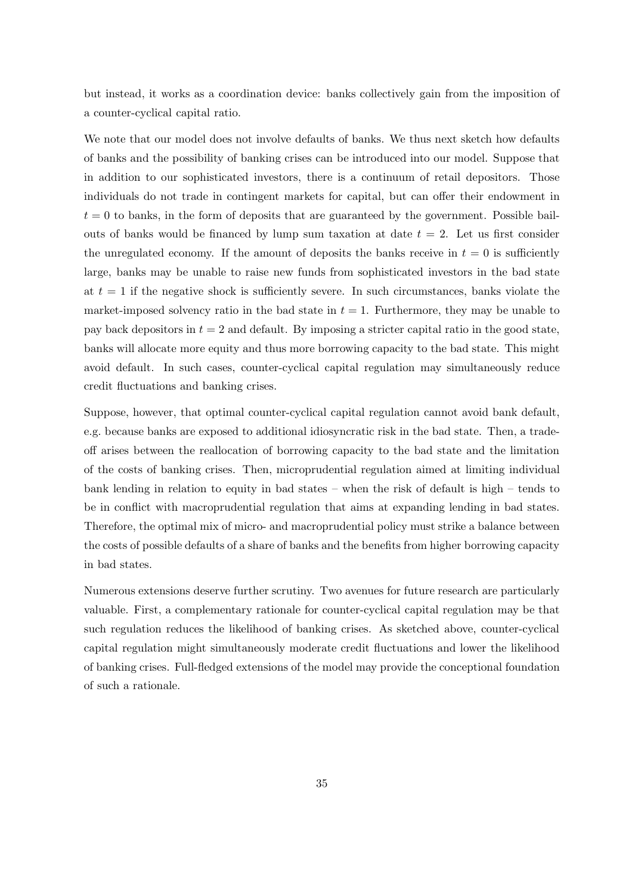but instead, it works as a coordination device: banks collectively gain from the imposition of a counter-cyclical capital ratio.

We note that our model does not involve defaults of banks. We thus next sketch how defaults of banks and the possibility of banking crises can be introduced into our model. Suppose that in addition to our sophisticated investors, there is a continuum of retail depositors. Those individuals do not trade in contingent markets for capital, but can offer their endowment in $t = 0$ to banks, in the form of deposits that are guaranteed by the government. Possible bail-outs of banks would be financed by lump sum taxation at date $t = 2$. Let us first consider the unregulated economy. If the amount of deposits the banks receive in $t = 0$ is sufficiently large, banks may be unable to raise new funds from sophisticated investors in the bad state at $t = 1$ if the negative shock is sufficiently severe. In such circumstances, banks violate the market-imposed solvency ratio in the bad state in $t = 1$. Furthermore, they may be unable to pay back depositors in $t = 2$ and default. By imposing a stricter capital ratio in the good state, banks will allocate more equity and thus more borrowing capacity to the bad state. This might avoid default. In such cases, counter-cyclical capital regulation may simultaneously reduce credit fluctuations and banking crises.

Suppose, however, that optimal counter-cyclical capital regulation cannot avoid bank default, e.g. because banks are exposed to additional idiosyncratic risk in the bad state. Then, a trade-off arises between the reallocation of borrowing capacity to the bad state and the limitation of the costs of banking crises. Then, microprudential regulation aimed at limiting individual bank lending in relation to equity in bad states – when the risk of default is high – tends to be in conflict with macroprudential regulation that aims at expanding lending in bad states. Therefore, the optimal mix of micro- and macroprudential policy must strike a balance between the costs of possible defaults of a share of banks and the benefits from higher borrowing capacity in bad states.

Numerous extensions deserve further scrutiny. Two avenues for future research are particularly valuable. First, a complementary rationale for counter-cyclical capital regulation may be that such regulation reduces the likelihood of banking crises. As sketched above, counter-cyclical capital regulation might simultaneously moderate credit fluctuations and lower the likelihood of banking crises. Full-fledged extensions of the model may provide the conceptional foundation of such a rationale.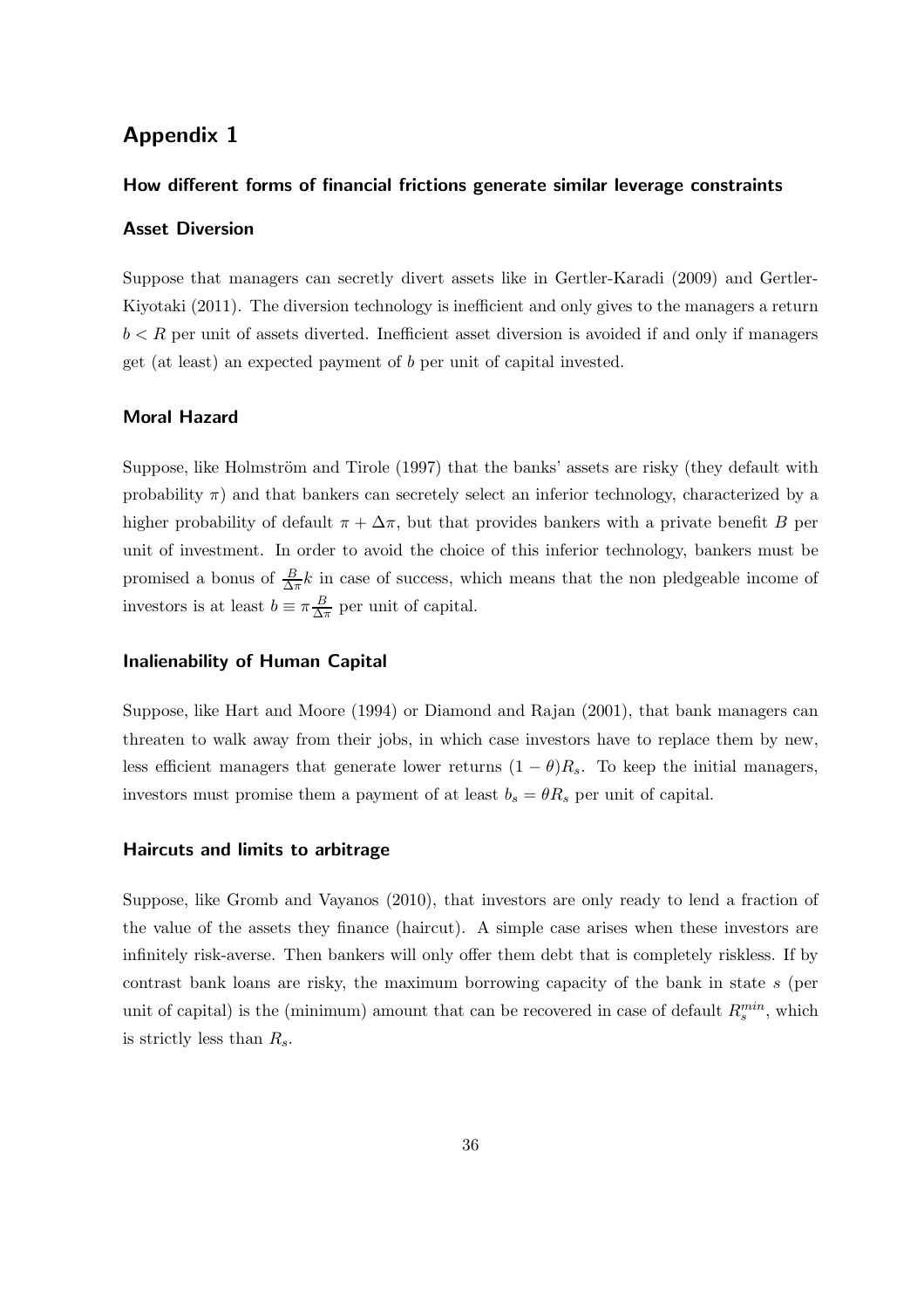# Appendix 1

### How different forms of financial frictions generate similar leverage constraints

### Asset Diversion

Suppose that managers can secretly divert assets like in Gertler-Karadi (2009) and Gertler-Kiyotaki (2011). The diversion technology is inefficient and only gives to the managers a return $b < R$ per unit of assets diverted. Inefficient asset diversion is avoided if and only if managers get (at least) an expected payment of $b$ per unit of capital invested.

### Moral Hazard

Suppose, like Holmström and Tirole (1997) that the banks' assets are risky (they default with probability $\pi$) and that bankers can secretely select an inferior technology, characterized by a higher probability of default $\pi + \Delta\pi$, but that provides bankers with a private benefit $B$ per unit of investment. In order to avoid the choice of this inferior technology, bankers must be promised a bonus of $\frac{B}{\Delta\pi}k$ in case of success, which means that the non pledgeable income of investors is at least $b \equiv \pi\frac{B}{\Delta\pi}$ per unit of capital.

### Inalienability of Human Capital

Suppose, like Hart and Moore (1994) or Diamond and Rajan (2001), that bank managers can threaten to walk away from their jobs, in which case investors have to replace them by new, less efficient managers that generate lower returns $(1 - \theta)R_s$. To keep the initial managers, investors must promise them a payment of at least $b_s = \theta R_s$ per unit of capital.

### Haircuts and limits to arbitrage

Suppose, like Gromb and Vayanos (2010), that investors are only ready to lend a fraction of the value of the assets they finance (haircut). A simple case arises when these investors are infinitely risk-averse. Then bankers will only offer them debt that is completely riskless. If by contrast bank loans are risky, the maximum borrowing capacity of the bank in state $s$ (per unit of capital) is the (minimum) amount that can be recovered in case of default $R_s^{min}$, which is strictly less than $R_s$.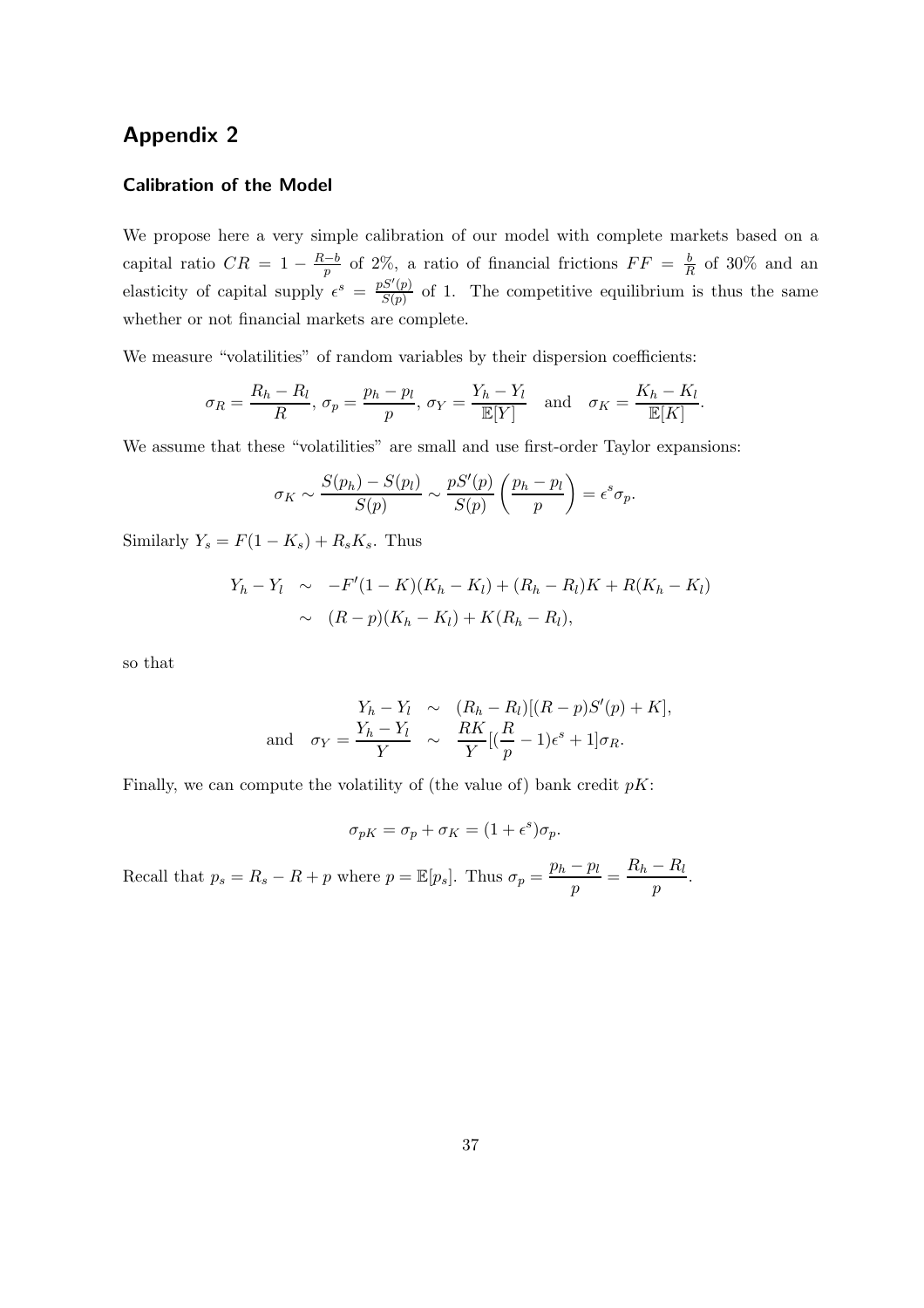# Appendix 2

### Calibration of the Model

We propose here a very simple calibration of our model with complete markets based on a capital ratio $CR = 1 - \frac{R-b}{p}$ of 2%, a ratio of financial frictions $FF = \frac{b}{R}$ of 30% and an elasticity of capital supply $\epsilon^s = \frac{pS'(p)}{S(p)}$ of 1. The competitive equilibrium is thus the same whether or not financial markets are complete.

We measure "volatilities" of random variables by their dispersion coefficients:

$$\sigma_R = \frac{R_h - R_l}{R},\ \sigma_p = \frac{p_h - p_l}{p},\ \sigma_Y = \frac{Y_h - Y_l}{\mathbb{E}[Y]} \quad \text{and} \quad \sigma_K = \frac{K_h - K_l}{\mathbb{E}[K]}.$$

We assume that these "volatilities" are small and use first-order Taylor expansions:

$$\sigma_K \sim \frac{S(p_h) - S(p_l)}{S(p)} \sim \frac{pS'(p)}{S(p)} \left( \frac{p_h - p_l}{p} \right) = \epsilon^s \sigma_p.$$

Similarly $Y_s = F(1 - K_s) + R_s K_s$. Thus

$$\begin{aligned} Y_h - Y_l &\sim -F'(1-K)(K_h - K_l) + (R_h - R_l)K + R(K_h - K_l) \\ &\sim (R - p)(K_h - K_l) + K(R_h - R_l), \end{aligned}$$

so that

$$\begin{aligned} Y_h - Y_l &\sim (R_h - R_l)[(R-p)S'(p) + K], \\ \text{and} \quad \sigma_Y = \frac{Y_h - Y_l}{Y} &\sim \frac{RK}{Y}[(\frac{R}{p} - 1)\epsilon^s + 1]\sigma_R. \end{aligned}$$

Finally, we can compute the volatility of (the value of) bank credit $pK$:

$$\sigma_{pK} = \sigma_p + \sigma_K = (1 + \epsilon^s)\sigma_p.$$

Recall that $p_s = R_s - R + p$ where $p = \mathbb{E}[p_s]$. Thus $\sigma_p = \dfrac{p_h - p_l}{p} = \dfrac{R_h - R_l}{p}$.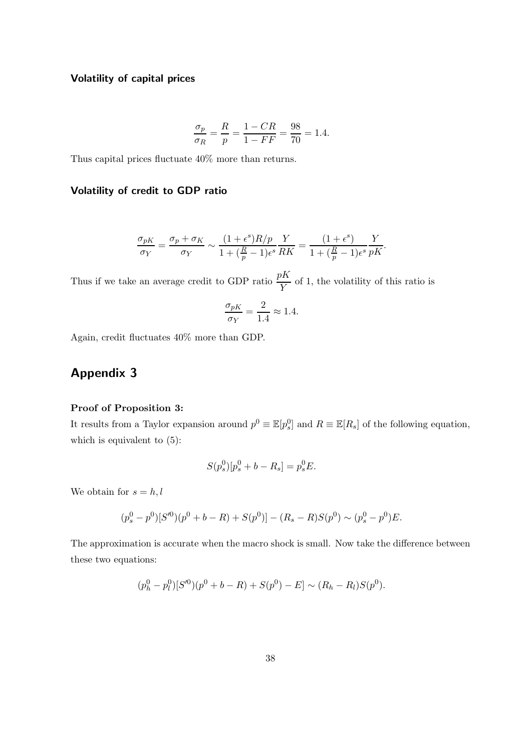#### Volatility of capital prices

$$\frac{\sigma_p}{\sigma_R} = \frac{R}{p} = \frac{1-CR}{1-FF} = \frac{98}{70} = 1.4.$$

Thus capital prices fluctuate 40% more than returns.

#### Volatility of credit to GDP ratio

$$\frac{\sigma_{pK}}{\sigma_Y} = \frac{\sigma_p + \sigma_K}{\sigma_Y} \sim \frac{(1+\epsilon^s)R/p}{1+(\frac{R}{p}-1)\epsilon^s}\frac{Y}{RK} = \frac{(1+\epsilon^s)}{1+(\frac{R}{p}-1)\epsilon^s}\frac{Y}{pK}.$$

Thus if we take an average credit to GDP ratio $\frac{pK}{Y}$ of 1, the volatility of this ratio is

$$\frac{\sigma_{pK}}{\sigma_Y} = \frac{2}{1.4} \approx 1.4.$$

Again, credit fluctuates 40% more than GDP.

## Appendix 3

**Proof of Proposition 3:**
It results from a Taylor expansion around $p^0 \equiv \mathbb{E}[p_s^0]$ and $R \equiv \mathbb{E}[R_s]$ of the following equation, which is equivalent to (5):

$$S(p_s^0)[p_s^0 + b - R_s] = p_s^0 E.$$

We obtain for $s = h, l$

$$(p_s^0 - p^0)[S'^0)(p^0 + b - R) + S(p^0)] - (R_s - R)S(p^0) \sim (p_s^0 - p^0)E.$$

The approximation is accurate when the macro shock is small. Now take the difference between these two equations:

$$(p_h^0 - p_l^0)[S'^0)(p^0 + b - R) + S(p^0) - E] \sim (R_h - R_l)S(p^0).$$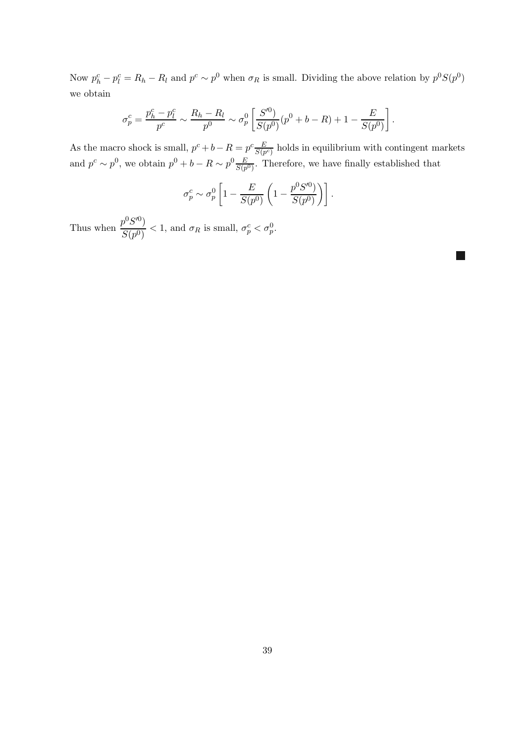Now $p^c_h - p^c_l = R_h - R_l$ and $p^c \sim p^0$ when $\sigma_R$ is small. Dividing the above relation by $p^0 S(p^0)$ we obtain

$$\sigma^c_p = \frac{p^c_h - p^c_l}{p^c} \sim \frac{R_h - R_l}{p^0} \sim \sigma^0_p \left[ \frac{S'^{0})}{S(p^0)}(p^0 + b - R) + 1 - \frac{E}{S(p^0)} \right].$$

As the macro shock is small, $p^c + b - R = p^c \frac{E}{S(p^c)}$ holds in equilibrium with contingent markets and $p^c \sim p^0$, we obtain $p^0 + b - R \sim p^0 \frac{E}{S(p^0)}$. Therefore, we have finally established that

$$\sigma^c_p \sim \sigma^0_p \left[ 1 - \frac{E}{S(p^0)} \left( 1 - \frac{p^0 S'^{0})}{S(p^0)} \right) \right].$$

Thus when $\dfrac{p^0 S'^{0})}{S(p^0)} < 1$, and $\sigma_R$ is small, $\sigma^c_p < \sigma^0_p$.

∎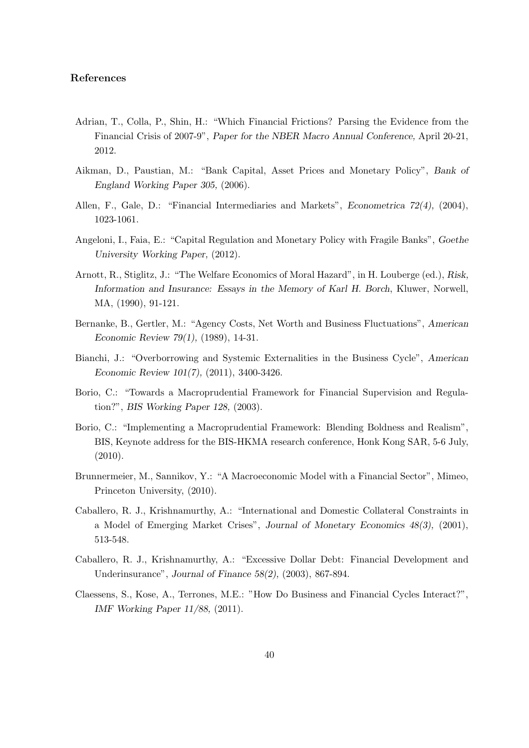## References

Adrian, T., Colla, P., Shin, H.: "Which Financial Frictions? Parsing the Evidence from the Financial Crisis of 2007-9", *Paper for the NBER Macro Annual Conference,* April 20-21, 2012.

Aikman, D., Paustian, M.: "Bank Capital, Asset Prices and Monetary Policy", *Bank of England Working Paper 305,* (2006).

Allen, F., Gale, D.: "Financial Intermediaries and Markets", *Econometrica 72(4),* (2004), 1023-1061.

Angeloni, I., Faia, E.: "Capital Regulation and Monetary Policy with Fragile Banks", *Goethe University Working Paper,* (2012).

Arnott, R., Stiglitz, J.: "The Welfare Economics of Moral Hazard", in H. Louberge (ed.), *Risk, Information and Insurance: Essays in the Memory of Karl H. Borch*, Kluwer, Norwell, MA, (1990), 91-121.

Bernanke, B., Gertler, M.: "Agency Costs, Net Worth and Business Fluctuations", *American Economic Review 79(1),* (1989), 14-31.

Bianchi, J.: "Overborrowing and Systemic Externalities in the Business Cycle", *American Economic Review 101(7),* (2011), 3400-3426.

Borio, C.: "Towards a Macroprudential Framework for Financial Supervision and Regulation?", *BIS Working Paper 128,* (2003).

Borio, C.: "Implementing a Macroprudential Framework: Blending Boldness and Realism", BIS, Keynote address for the BIS-HKMA research conference, Honk Kong SAR, 5-6 July, (2010).

Brunnermeier, M., Sannikov, Y.: "A Macroeconomic Model with a Financial Sector", Mimeo, Princeton University, (2010).

Caballero, R. J., Krishnamurthy, A.: "International and Domestic Collateral Constraints in a Model of Emerging Market Crises", *Journal of Monetary Economics 48(3),* (2001), 513-548.

Caballero, R. J., Krishnamurthy, A.: "Excessive Dollar Debt: Financial Development and Underinsurance", *Journal of Finance 58(2),* (2003), 867-894.

Claessens, S., Kose, A., Terrones, M.E.: "How Do Business and Financial Cycles Interact?", *IMF Working Paper 11/88,* (2011).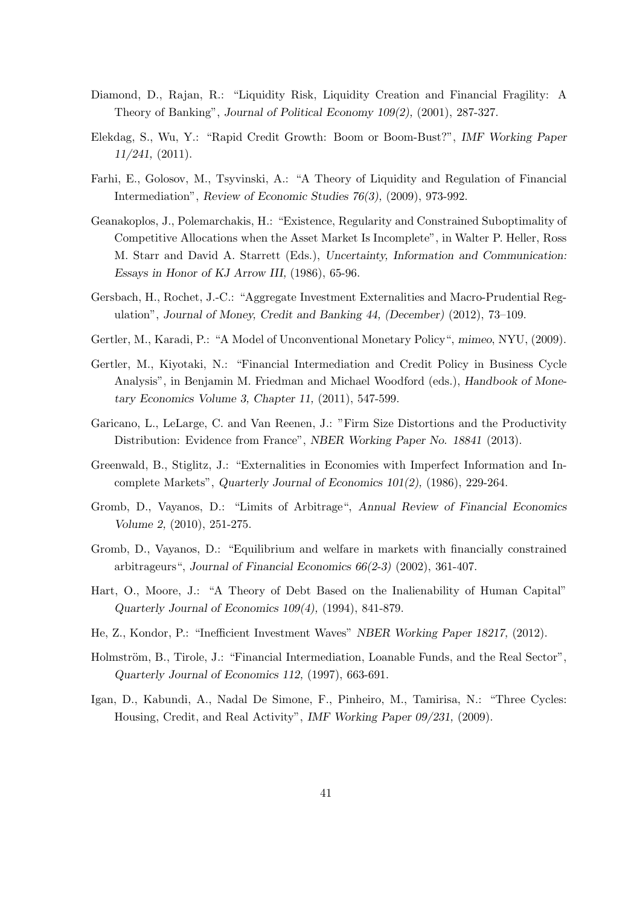Diamond, D., Rajan, R.: "Liquidity Risk, Liquidity Creation and Financial Fragility: A Theory of Banking", *Journal of Political Economy 109(2),* (2001), 287-327.

Elekdag, S., Wu, Y.: "Rapid Credit Growth: Boom or Boom-Bust?", *IMF Working Paper 11/241,* (2011).

Farhi, E., Golosov, M., Tsyvinski, A.: "A Theory of Liquidity and Regulation of Financial Intermediation", *Review of Economic Studies 76(3),* (2009), 973-992.

Geanakoplos, J., Polemarchakis, H.: "Existence, Regularity and Constrained Suboptimality of Competitive Allocations when the Asset Market Is Incomplete", in Walter P. Heller, Ross M. Starr and David A. Starrett (Eds.), *Uncertainty, Information and Communication: Essays in Honor of KJ Arrow III,* (1986), 65-96.

Gersbach, H., Rochet, J.-C.: "Aggregate Investment Externalities and Macro-Prudential Regulation", *Journal of Money, Credit and Banking 44, (December)* (2012), 73–109.

Gertler, M., Karadi, P.: "A Model of Unconventional Monetary Policy", *mimeo*, NYU, (2009).

Gertler, M., Kiyotaki, N.: "Financial Intermediation and Credit Policy in Business Cycle Analysis", in Benjamin M. Friedman and Michael Woodford (eds.), *Handbook of Monetary Economics Volume 3, Chapter 11,* (2011), 547-599.

Garicano, L., LeLarge, C. and Van Reenen, J.: "Firm Size Distortions and the Productivity Distribution: Evidence from France", *NBER Working Paper No. 18841* (2013).

Greenwald, B., Stiglitz, J.: "Externalities in Economies with Imperfect Information and Incomplete Markets", *Quarterly Journal of Economics 101(2),* (1986), 229-264.

Gromb, D., Vayanos, D.: "Limits of Arbitrage", *Annual Review of Financial Economics Volume 2,* (2010), 251-275.

Gromb, D., Vayanos, D.: "Equilibrium and welfare in markets with financially constrained arbitrageurs", *Journal of Financial Economics 66(2-3)* (2002), 361-407.

Hart, O., Moore, J.: "A Theory of Debt Based on the Inalienability of Human Capital" *Quarterly Journal of Economics 109(4),* (1994), 841-879.

He, Z., Kondor, P.: "Inefficient Investment Waves" *NBER Working Paper 18217,* (2012).

Holmström, B., Tirole, J.: "Financial Intermediation, Loanable Funds, and the Real Sector", *Quarterly Journal of Economics 112,* (1997), 663-691.

Igan, D., Kabundi, A., Nadal De Simone, F., Pinheiro, M., Tamirisa, N.: "Three Cycles: Housing, Credit, and Real Activity", *IMF Working Paper 09/231,* (2009).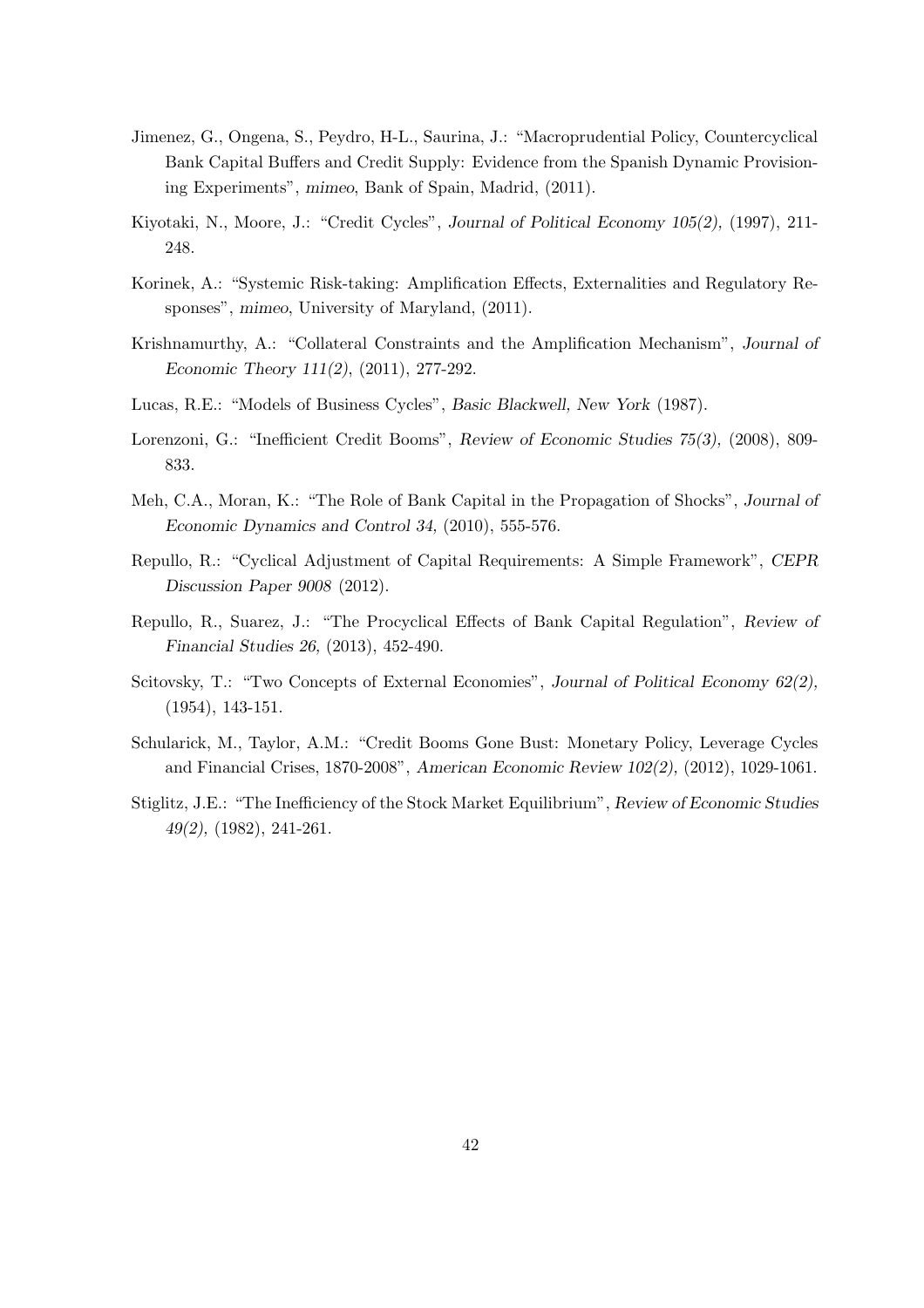Jimenez, G., Ongena, S., Peydro, H-L., Saurina, J.: "Macroprudential Policy, Countercyclical Bank Capital Buffers and Credit Supply: Evidence from the Spanish Dynamic Provisioning Experiments", *mimeo*, Bank of Spain, Madrid, (2011).

Kiyotaki, N., Moore, J.: "Credit Cycles", *Journal of Political Economy 105(2),* (1997), 211-248.

Korinek, A.: "Systemic Risk-taking: Amplification Effects, Externalities and Regulatory Responses", *mimeo*, University of Maryland, (2011).

Krishnamurthy, A.: "Collateral Constraints and the Amplification Mechanism", *Journal of Economic Theory 111(2)*, (2011), 277-292.

Lucas, R.E.: "Models of Business Cycles", *Basic Blackwell, New York* (1987).

Lorenzoni, G.: "Inefficient Credit Booms", *Review of Economic Studies 75(3),* (2008), 809-833.

Meh, C.A., Moran, K.: "The Role of Bank Capital in the Propagation of Shocks", *Journal of Economic Dynamics and Control 34,* (2010), 555-576.

Repullo, R.: "Cyclical Adjustment of Capital Requirements: A Simple Framework", *CEPR Discussion Paper 9008* (2012).

Repullo, R., Suarez, J.: "The Procyclical Effects of Bank Capital Regulation", *Review of Financial Studies 26,* (2013), 452-490.

Scitovsky, T.: "Two Concepts of External Economies", *Journal of Political Economy 62(2),* (1954), 143-151.

Schularick, M., Taylor, A.M.: "Credit Booms Gone Bust: Monetary Policy, Leverage Cycles and Financial Crises, 1870-2008", *American Economic Review 102(2),* (2012), 1029-1061.

Stiglitz, J.E.: "The Inefficiency of the Stock Market Equilibrium", *Review of Economic Studies 49(2),* (1982), 241-261.